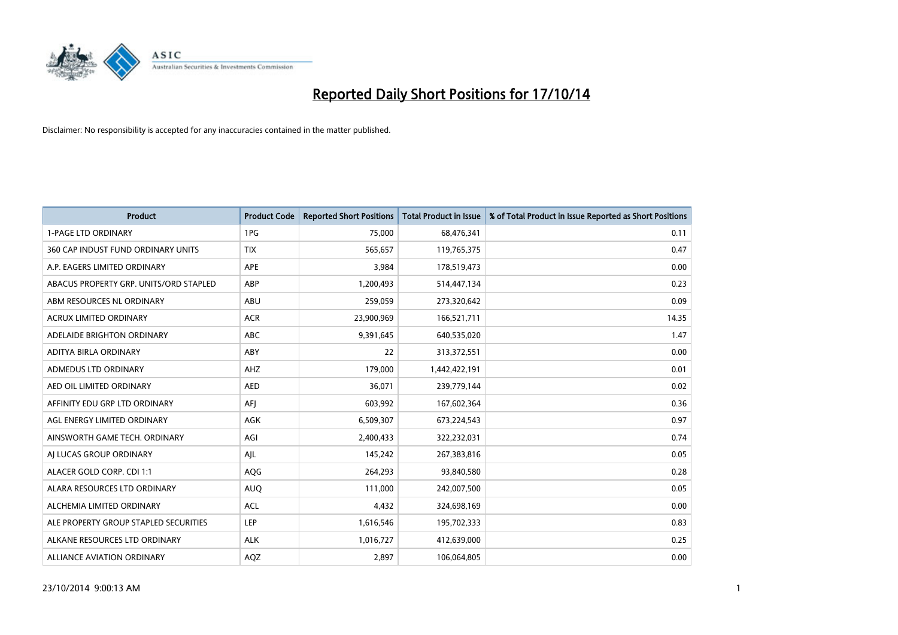# Reported Daily Short Positions for 17/10/14

Disclaimer: No responsibility is accepted for any inaccuracies contained in the matter published.

| Product | Product Code | Reported Short Positions | Total Product in Issue | % of Total Product in Issue Reported as Short Positions |
| --- | --- | --- | --- | --- |
| 1-PAGE LTD ORDINARY | 1PG | 75,000 | 68,476,341 | 0.11 |
| 360 CAP INDUST FUND ORDINARY UNITS | TIX | 565,657 | 119,765,375 | 0.47 |
| A.P. EAGERS LIMITED ORDINARY | APE | 3,984 | 178,519,473 | 0.00 |
| ABACUS PROPERTY GRP. UNITS/ORD STAPLED | ABP | 1,200,493 | 514,447,134 | 0.23 |
| ABM RESOURCES NL ORDINARY | ABU | 259,059 | 273,320,642 | 0.09 |
| ACRUX LIMITED ORDINARY | ACR | 23,900,969 | 166,521,711 | 14.35 |
| ADELAIDE BRIGHTON ORDINARY | ABC | 9,391,645 | 640,535,020 | 1.47 |
| ADITYA BIRLA ORDINARY | ABY | 22 | 313,372,551 | 0.00 |
| ADMEDUS LTD ORDINARY | AHZ | 179,000 | 1,442,422,191 | 0.01 |
| AED OIL LIMITED ORDINARY | AED | 36,071 | 239,779,144 | 0.02 |
| AFFINITY EDU GRP LTD ORDINARY | AFJ | 603,992 | 167,602,364 | 0.36 |
| AGL ENERGY LIMITED ORDINARY | AGK | 6,509,307 | 673,224,543 | 0.97 |
| AINSWORTH GAME TECH. ORDINARY | AGI | 2,400,433 | 322,232,031 | 0.74 |
| AJ LUCAS GROUP ORDINARY | AJL | 145,242 | 267,383,816 | 0.05 |
| ALACER GOLD CORP. CDI 1:1 | AQG | 264,293 | 93,840,580 | 0.28 |
| ALARA RESOURCES LTD ORDINARY | AUQ | 111,000 | 242,007,500 | 0.05 |
| ALCHEMIA LIMITED ORDINARY | ACL | 4,432 | 324,698,169 | 0.00 |
| ALE PROPERTY GROUP STAPLED SECURITIES | LEP | 1,616,546 | 195,702,333 | 0.83 |
| ALKANE RESOURCES LTD ORDINARY | ALK | 1,016,727 | 412,639,000 | 0.25 |
| ALLIANCE AVIATION ORDINARY | AQZ | 2,897 | 106,064,805 | 0.00 |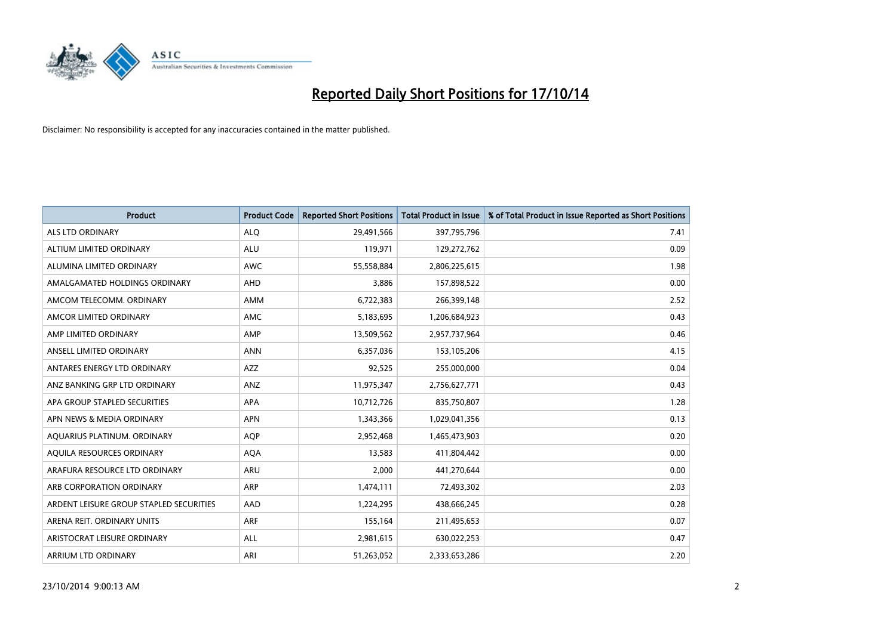# Reported Daily Short Positions for 17/10/14

Disclaimer: No responsibility is accepted for any inaccuracies contained in the matter published.

| Product | Product Code | Reported Short Positions | Total Product in Issue | % of Total Product in Issue Reported as Short Positions |
|---|---|---|---|---|
| ALS LTD ORDINARY | ALQ | 29,491,566 | 397,795,796 | 7.41 |
| ALTIUM LIMITED ORDINARY | ALU | 119,971 | 129,272,762 | 0.09 |
| ALUMINA LIMITED ORDINARY | AWC | 55,558,884 | 2,806,225,615 | 1.98 |
| AMALGAMATED HOLDINGS ORDINARY | AHD | 3,886 | 157,898,522 | 0.00 |
| AMCOM TELECOMM. ORDINARY | AMM | 6,722,383 | 266,399,148 | 2.52 |
| AMCOR LIMITED ORDINARY | AMC | 5,183,695 | 1,206,684,923 | 0.43 |
| AMP LIMITED ORDINARY | AMP | 13,509,562 | 2,957,737,964 | 0.46 |
| ANSELL LIMITED ORDINARY | ANN | 6,357,036 | 153,105,206 | 4.15 |
| ANTARES ENERGY LTD ORDINARY | AZZ | 92,525 | 255,000,000 | 0.04 |
| ANZ BANKING GRP LTD ORDINARY | ANZ | 11,975,347 | 2,756,627,771 | 0.43 |
| APA GROUP STAPLED SECURITIES | APA | 10,712,726 | 835,750,807 | 1.28 |
| APN NEWS & MEDIA ORDINARY | APN | 1,343,366 | 1,029,041,356 | 0.13 |
| AQUARIUS PLATINUM. ORDINARY | AQP | 2,952,468 | 1,465,473,903 | 0.20 |
| AQUILA RESOURCES ORDINARY | AQA | 13,583 | 411,804,442 | 0.00 |
| ARAFURA RESOURCE LTD ORDINARY | ARU | 2,000 | 441,270,644 | 0.00 |
| ARB CORPORATION ORDINARY | ARP | 1,474,111 | 72,493,302 | 2.03 |
| ARDENT LEISURE GROUP STAPLED SECURITIES | AAD | 1,224,295 | 438,666,245 | 0.28 |
| ARENA REIT. ORDINARY UNITS | ARF | 155,164 | 211,495,653 | 0.07 |
| ARISTOCRAT LEISURE ORDINARY | ALL | 2,981,615 | 630,022,253 | 0.47 |
| ARRIUM LTD ORDINARY | ARI | 51,263,052 | 2,333,653,286 | 2.20 |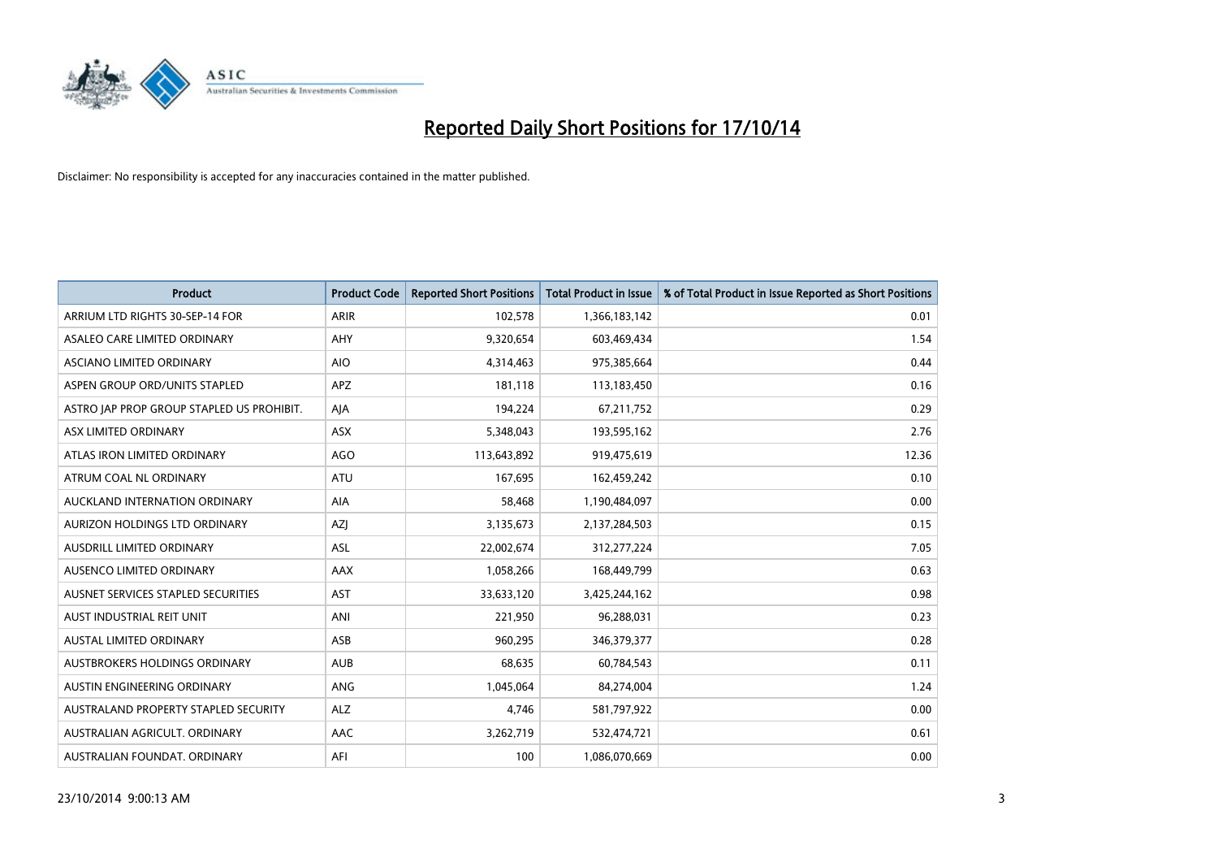# Reported Daily Short Positions for 17/10/14

Disclaimer: No responsibility is accepted for any inaccuracies contained in the matter published.

| Product | Product Code | Reported Short Positions | Total Product in Issue | % of Total Product in Issue Reported as Short Positions |
|---|---|---|---|---|
| ARRIUM LTD RIGHTS 30-SEP-14 FOR | ARIR | 102,578 | 1,366,183,142 | 0.01 |
| ASALEO CARE LIMITED ORDINARY | AHY | 9,320,654 | 603,469,434 | 1.54 |
| ASCIANO LIMITED ORDINARY | AIO | 4,314,463 | 975,385,664 | 0.44 |
| ASPEN GROUP ORD/UNITS STAPLED | APZ | 181,118 | 113,183,450 | 0.16 |
| ASTRO JAP PROP GROUP STAPLED US PROHIBIT. | AJA | 194,224 | 67,211,752 | 0.29 |
| ASX LIMITED ORDINARY | ASX | 5,348,043 | 193,595,162 | 2.76 |
| ATLAS IRON LIMITED ORDINARY | AGO | 113,643,892 | 919,475,619 | 12.36 |
| ATRUM COAL NL ORDINARY | ATU | 167,695 | 162,459,242 | 0.10 |
| AUCKLAND INTERNATION ORDINARY | AIA | 58,468 | 1,190,484,097 | 0.00 |
| AURIZON HOLDINGS LTD ORDINARY | AZJ | 3,135,673 | 2,137,284,503 | 0.15 |
| AUSDRILL LIMITED ORDINARY | ASL | 22,002,674 | 312,277,224 | 7.05 |
| AUSENCO LIMITED ORDINARY | AAX | 1,058,266 | 168,449,799 | 0.63 |
| AUSNET SERVICES STAPLED SECURITIES | AST | 33,633,120 | 3,425,244,162 | 0.98 |
| AUST INDUSTRIAL REIT UNIT | ANI | 221,950 | 96,288,031 | 0.23 |
| AUSTAL LIMITED ORDINARY | ASB | 960,295 | 346,379,377 | 0.28 |
| AUSTBROKERS HOLDINGS ORDINARY | AUB | 68,635 | 60,784,543 | 0.11 |
| AUSTIN ENGINEERING ORDINARY | ANG | 1,045,064 | 84,274,004 | 1.24 |
| AUSTRALAND PROPERTY STAPLED SECURITY | ALZ | 4,746 | 581,797,922 | 0.00 |
| AUSTRALIAN AGRICULT. ORDINARY | AAC | 3,262,719 | 532,474,721 | 0.61 |
| AUSTRALIAN FOUNDAT. ORDINARY | AFI | 100 | 1,086,070,669 | 0.00 |

23/10/2014 9:00:13 AM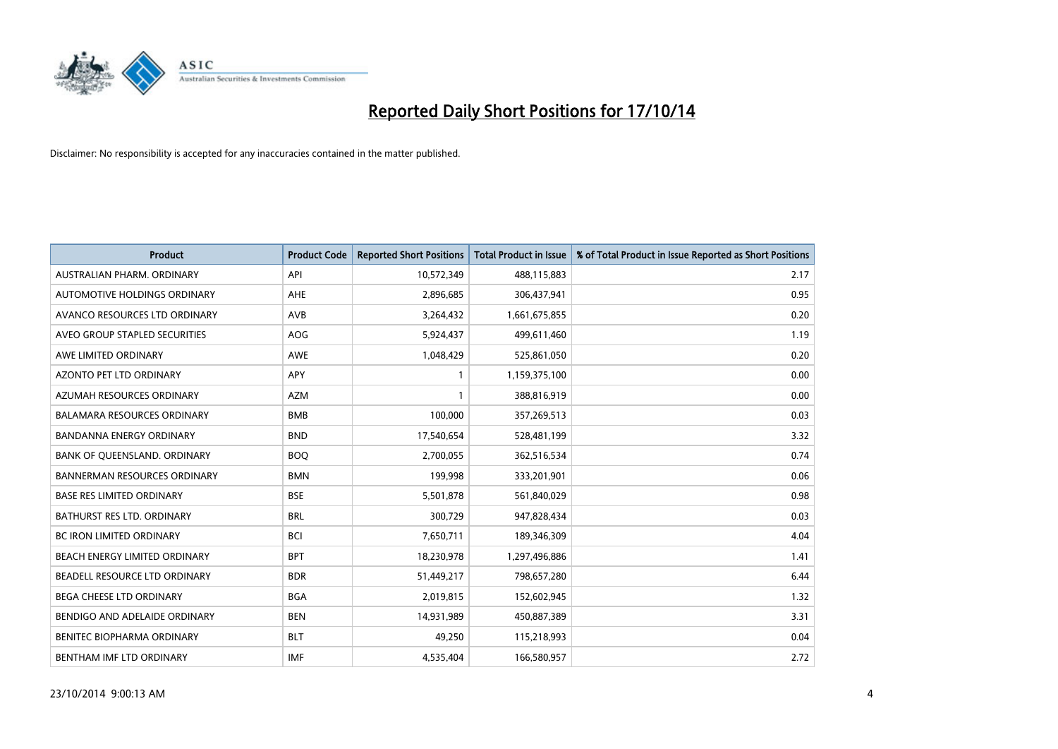# Reported Daily Short Positions for 17/10/14

Disclaimer: No responsibility is accepted for any inaccuracies contained in the matter published.

| Product | Product Code | Reported Short Positions | Total Product in Issue | % of Total Product in Issue Reported as Short Positions |
|---|---|---|---|---|
| AUSTRALIAN PHARM. ORDINARY | API | 10,572,349 | 488,115,883 | 2.17 |
| AUTOMOTIVE HOLDINGS ORDINARY | AHE | 2,896,685 | 306,437,941 | 0.95 |
| AVANCO RESOURCES LTD ORDINARY | AVB | 3,264,432 | 1,661,675,855 | 0.20 |
| AVEO GROUP STAPLED SECURITIES | AOG | 5,924,437 | 499,611,460 | 1.19 |
| AWE LIMITED ORDINARY | AWE | 1,048,429 | 525,861,050 | 0.20 |
| AZONTO PET LTD ORDINARY | APY | 1 | 1,159,375,100 | 0.00 |
| AZUMAH RESOURCES ORDINARY | AZM | 1 | 388,816,919 | 0.00 |
| BALAMARA RESOURCES ORDINARY | BMB | 100,000 | 357,269,513 | 0.03 |
| BANDANNA ENERGY ORDINARY | BND | 17,540,654 | 528,481,199 | 3.32 |
| BANK OF QUEENSLAND. ORDINARY | BOQ | 2,700,055 | 362,516,534 | 0.74 |
| BANNERMAN RESOURCES ORDINARY | BMN | 199,998 | 333,201,901 | 0.06 |
| BASE RES LIMITED ORDINARY | BSE | 5,501,878 | 561,840,029 | 0.98 |
| BATHURST RES LTD. ORDINARY | BRL | 300,729 | 947,828,434 | 0.03 |
| BC IRON LIMITED ORDINARY | BCI | 7,650,711 | 189,346,309 | 4.04 |
| BEACH ENERGY LIMITED ORDINARY | BPT | 18,230,978 | 1,297,496,886 | 1.41 |
| BEADELL RESOURCE LTD ORDINARY | BDR | 51,449,217 | 798,657,280 | 6.44 |
| BEGA CHEESE LTD ORDINARY | BGA | 2,019,815 | 152,602,945 | 1.32 |
| BENDIGO AND ADELAIDE ORDINARY | BEN | 14,931,989 | 450,887,389 | 3.31 |
| BENITEC BIOPHARMA ORDINARY | BLT | 49,250 | 115,218,993 | 0.04 |
| BENTHAM IMF LTD ORDINARY | IMF | 4,535,404 | 166,580,957 | 2.72 |

23/10/2014 9:00:13 AM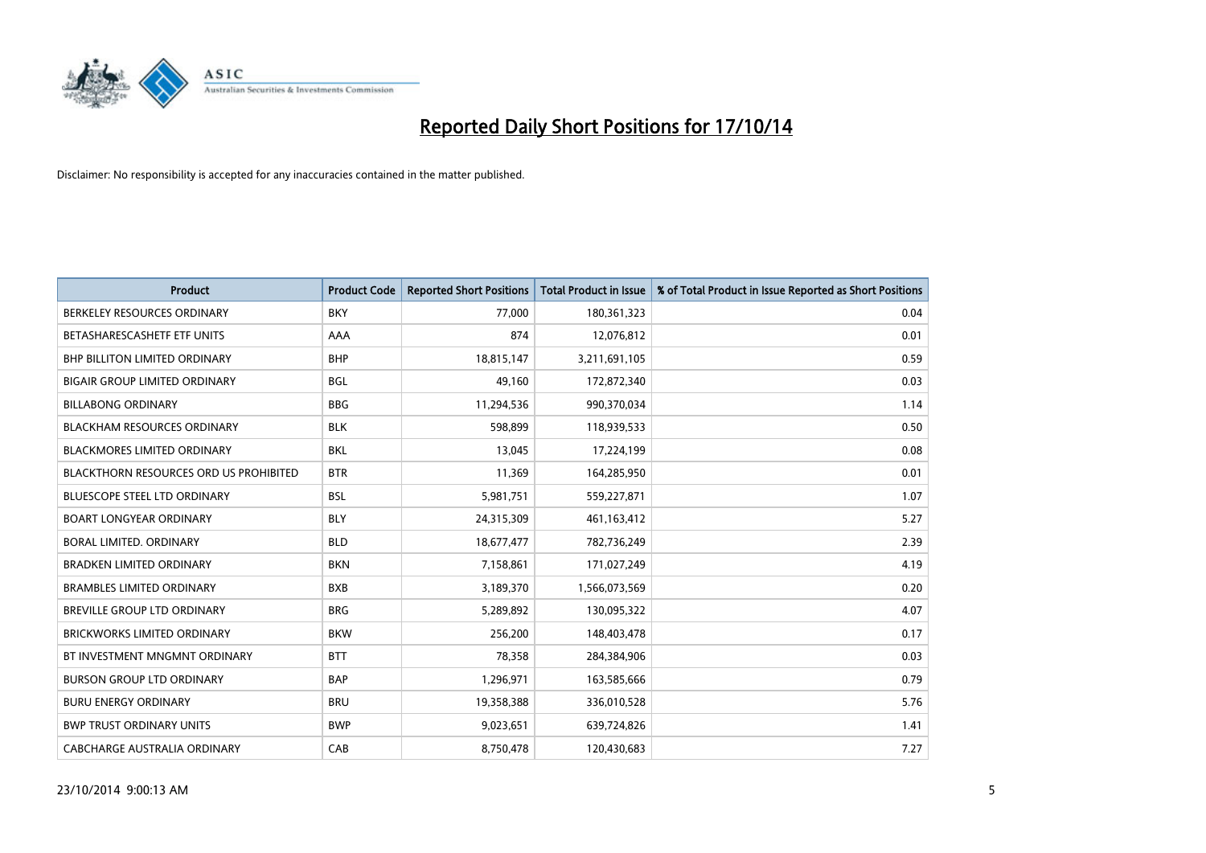# Reported Daily Short Positions for 17/10/14

Disclaimer: No responsibility is accepted for any inaccuracies contained in the matter published.

| Product | Product Code | Reported Short Positions | Total Product in Issue | % of Total Product in Issue Reported as Short Positions |
|---|---|---|---|---|
| BERKELEY RESOURCES ORDINARY | BKY | 77,000 | 180,361,323 | 0.04 |
| BETASHARESCASHETF ETF UNITS | AAA | 874 | 12,076,812 | 0.01 |
| BHP BILLITON LIMITED ORDINARY | BHP | 18,815,147 | 3,211,691,105 | 0.59 |
| BIGAIR GROUP LIMITED ORDINARY | BGL | 49,160 | 172,872,340 | 0.03 |
| BILLABONG ORDINARY | BBG | 11,294,536 | 990,370,034 | 1.14 |
| BLACKHAM RESOURCES ORDINARY | BLK | 598,899 | 118,939,533 | 0.50 |
| BLACKMORES LIMITED ORDINARY | BKL | 13,045 | 17,224,199 | 0.08 |
| BLACKTHORN RESOURCES ORD US PROHIBITED | BTR | 11,369 | 164,285,950 | 0.01 |
| BLUESCOPE STEEL LTD ORDINARY | BSL | 5,981,751 | 559,227,871 | 1.07 |
| BOART LONGYEAR ORDINARY | BLY | 24,315,309 | 461,163,412 | 5.27 |
| BORAL LIMITED. ORDINARY | BLD | 18,677,477 | 782,736,249 | 2.39 |
| BRADKEN LIMITED ORDINARY | BKN | 7,158,861 | 171,027,249 | 4.19 |
| BRAMBLES LIMITED ORDINARY | BXB | 3,189,370 | 1,566,073,569 | 0.20 |
| BREVILLE GROUP LTD ORDINARY | BRG | 5,289,892 | 130,095,322 | 4.07 |
| BRICKWORKS LIMITED ORDINARY | BKW | 256,200 | 148,403,478 | 0.17 |
| BT INVESTMENT MNGMNT ORDINARY | BTT | 78,358 | 284,384,906 | 0.03 |
| BURSON GROUP LTD ORDINARY | BAP | 1,296,971 | 163,585,666 | 0.79 |
| BURU ENERGY ORDINARY | BRU | 19,358,388 | 336,010,528 | 5.76 |
| BWP TRUST ORDINARY UNITS | BWP | 9,023,651 | 639,724,826 | 1.41 |
| CABCHARGE AUSTRALIA ORDINARY | CAB | 8,750,478 | 120,430,683 | 7.27 |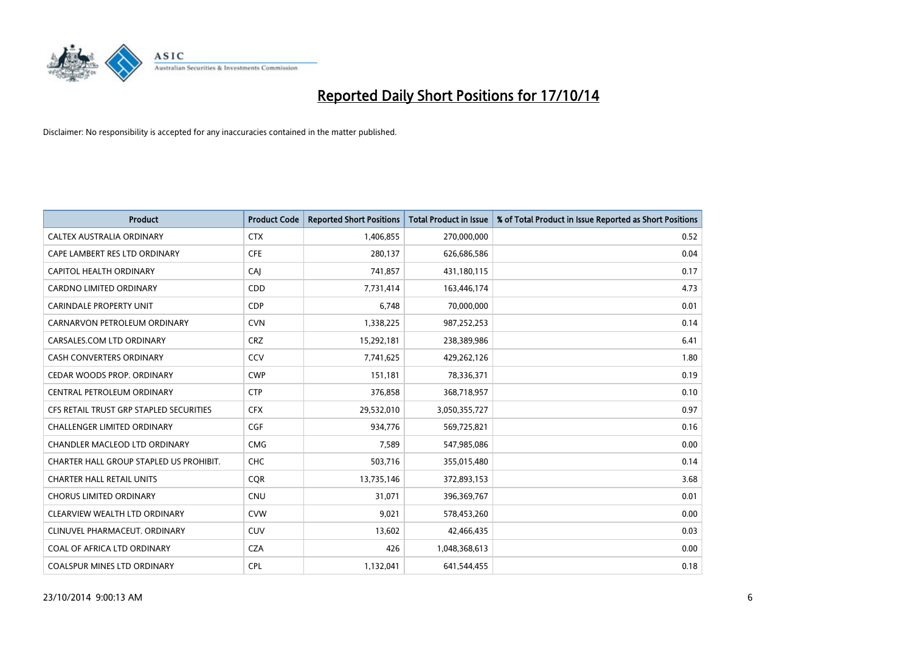# Reported Daily Short Positions for 17/10/14

Disclaimer: No responsibility is accepted for any inaccuracies contained in the matter published.

| Product | Product Code | Reported Short Positions | Total Product in Issue | % of Total Product in Issue Reported as Short Positions |
|---|---|---|---|---|
| CALTEX AUSTRALIA ORDINARY | CTX | 1,406,855 | 270,000,000 | 0.52 |
| CAPE LAMBERT RES LTD ORDINARY | CFE | 280,137 | 626,686,586 | 0.04 |
| CAPITOL HEALTH ORDINARY | CAJ | 741,857 | 431,180,115 | 0.17 |
| CARDNO LIMITED ORDINARY | CDD | 7,731,414 | 163,446,174 | 4.73 |
| CARINDALE PROPERTY UNIT | CDP | 6,748 | 70,000,000 | 0.01 |
| CARNARVON PETROLEUM ORDINARY | CVN | 1,338,225 | 987,252,253 | 0.14 |
| CARSALES.COM LTD ORDINARY | CRZ | 15,292,181 | 238,389,986 | 6.41 |
| CASH CONVERTERS ORDINARY | CCV | 7,741,625 | 429,262,126 | 1.80 |
| CEDAR WOODS PROP. ORDINARY | CWP | 151,181 | 78,336,371 | 0.19 |
| CENTRAL PETROLEUM ORDINARY | CTP | 376,858 | 368,718,957 | 0.10 |
| CFS RETAIL TRUST GRP STAPLED SECURITIES | CFX | 29,532,010 | 3,050,355,727 | 0.97 |
| CHALLENGER LIMITED ORDINARY | CGF | 934,776 | 569,725,821 | 0.16 |
| CHANDLER MACLEOD LTD ORDINARY | CMG | 7,589 | 547,985,086 | 0.00 |
| CHARTER HALL GROUP STAPLED US PROHIBIT. | CHC | 503,716 | 355,015,480 | 0.14 |
| CHARTER HALL RETAIL UNITS | CQR | 13,735,146 | 372,893,153 | 3.68 |
| CHORUS LIMITED ORDINARY | CNU | 31,071 | 396,369,767 | 0.01 |
| CLEARVIEW WEALTH LTD ORDINARY | CVW | 9,021 | 578,453,260 | 0.00 |
| CLINUVEL PHARMACEUT. ORDINARY | CUV | 13,602 | 42,466,435 | 0.03 |
| COAL OF AFRICA LTD ORDINARY | CZA | 426 | 1,048,368,613 | 0.00 |
| COALSPUR MINES LTD ORDINARY | CPL | 1,132,041 | 641,544,455 | 0.18 |

23/10/2014 9:00:13 AM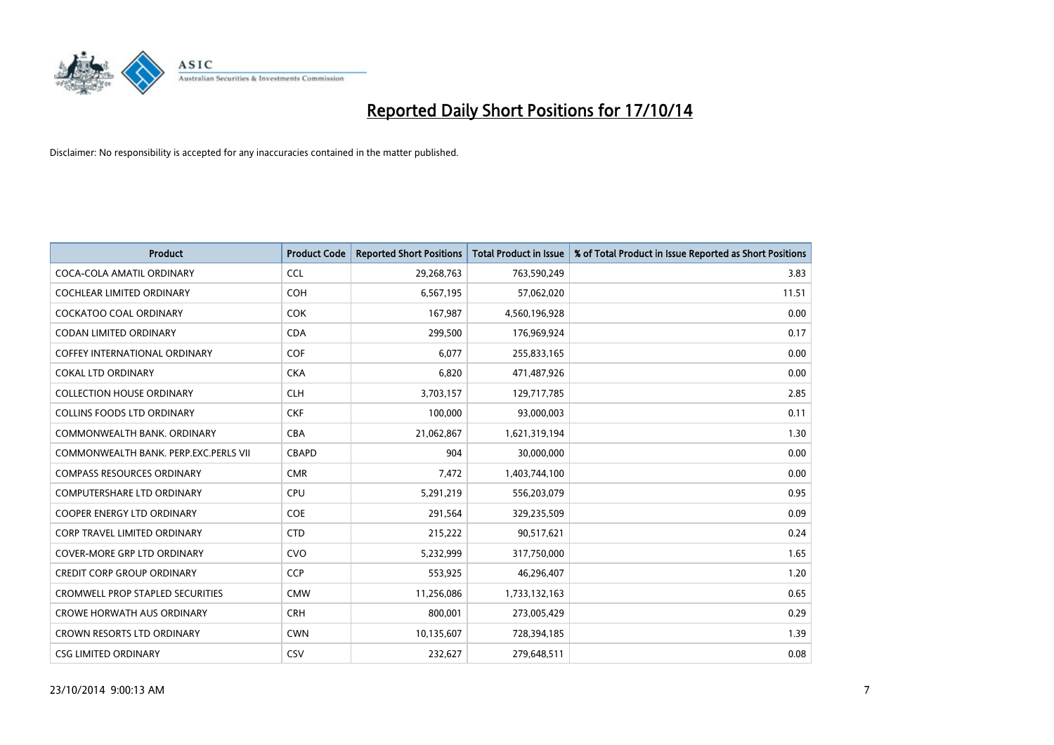# Reported Daily Short Positions for 17/10/14

Disclaimer: No responsibility is accepted for any inaccuracies contained in the matter published.

| Product | Product Code | Reported Short Positions | Total Product in Issue | % of Total Product in Issue Reported as Short Positions |
|---|---|---|---|---|
| COCA-COLA AMATIL ORDINARY | CCL | 29,268,763 | 763,590,249 | 3.83 |
| COCHLEAR LIMITED ORDINARY | COH | 6,567,195 | 57,062,020 | 11.51 |
| COCKATOO COAL ORDINARY | COK | 167,987 | 4,560,196,928 | 0.00 |
| CODAN LIMITED ORDINARY | CDA | 299,500 | 176,969,924 | 0.17 |
| COFFEY INTERNATIONAL ORDINARY | COF | 6,077 | 255,833,165 | 0.00 |
| COKAL LTD ORDINARY | CKA | 6,820 | 471,487,926 | 0.00 |
| COLLECTION HOUSE ORDINARY | CLH | 3,703,157 | 129,717,785 | 2.85 |
| COLLINS FOODS LTD ORDINARY | CKF | 100,000 | 93,000,003 | 0.11 |
| COMMONWEALTH BANK. ORDINARY | CBA | 21,062,867 | 1,621,319,194 | 1.30 |
| COMMONWEALTH BANK. PERP.EXC.PERLS VII | CBAPD | 904 | 30,000,000 | 0.00 |
| COMPASS RESOURCES ORDINARY | CMR | 7,472 | 1,403,744,100 | 0.00 |
| COMPUTERSHARE LTD ORDINARY | CPU | 5,291,219 | 556,203,079 | 0.95 |
| COOPER ENERGY LTD ORDINARY | COE | 291,564 | 329,235,509 | 0.09 |
| CORP TRAVEL LIMITED ORDINARY | CTD | 215,222 | 90,517,621 | 0.24 |
| COVER-MORE GRP LTD ORDINARY | CVO | 5,232,999 | 317,750,000 | 1.65 |
| CREDIT CORP GROUP ORDINARY | CCP | 553,925 | 46,296,407 | 1.20 |
| CROMWELL PROP STAPLED SECURITIES | CMW | 11,256,086 | 1,733,132,163 | 0.65 |
| CROWE HORWATH AUS ORDINARY | CRH | 800,001 | 273,005,429 | 0.29 |
| CROWN RESORTS LTD ORDINARY | CWN | 10,135,607 | 728,394,185 | 1.39 |
| CSG LIMITED ORDINARY | CSV | 232,627 | 279,648,511 | 0.08 |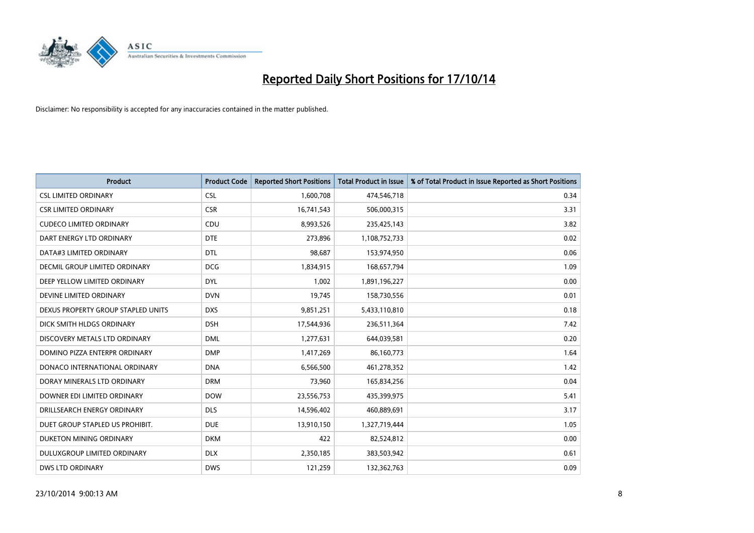# Reported Daily Short Positions for 17/10/14

Disclaimer: No responsibility is accepted for any inaccuracies contained in the matter published.

| Product | Product Code | Reported Short Positions | Total Product in Issue | % of Total Product in Issue Reported as Short Positions |
| --- | --- | --- | --- | --- |
| CSL LIMITED ORDINARY | CSL | 1,600,708 | 474,546,718 | 0.34 |
| CSR LIMITED ORDINARY | CSR | 16,741,543 | 506,000,315 | 3.31 |
| CUDECO LIMITED ORDINARY | CDU | 8,993,526 | 235,425,143 | 3.82 |
| DART ENERGY LTD ORDINARY | DTE | 273,896 | 1,108,752,733 | 0.02 |
| DATA#3 LIMITED ORDINARY | DTL | 98,687 | 153,974,950 | 0.06 |
| DECMIL GROUP LIMITED ORDINARY | DCG | 1,834,915 | 168,657,794 | 1.09 |
| DEEP YELLOW LIMITED ORDINARY | DYL | 1,002 | 1,891,196,227 | 0.00 |
| DEVINE LIMITED ORDINARY | DVN | 19,745 | 158,730,556 | 0.01 |
| DEXUS PROPERTY GROUP STAPLED UNITS | DXS | 9,851,251 | 5,433,110,810 | 0.18 |
| DICK SMITH HLDGS ORDINARY | DSH | 17,544,936 | 236,511,364 | 7.42 |
| DISCOVERY METALS LTD ORDINARY | DML | 1,277,631 | 644,039,581 | 0.20 |
| DOMINO PIZZA ENTERPR ORDINARY | DMP | 1,417,269 | 86,160,773 | 1.64 |
| DONACO INTERNATIONAL ORDINARY | DNA | 6,566,500 | 461,278,352 | 1.42 |
| DORAY MINERALS LTD ORDINARY | DRM | 73,960 | 165,834,256 | 0.04 |
| DOWNER EDI LIMITED ORDINARY | DOW | 23,556,753 | 435,399,975 | 5.41 |
| DRILLSEARCH ENERGY ORDINARY | DLS | 14,596,402 | 460,889,691 | 3.17 |
| DUET GROUP STAPLED US PROHIBIT. | DUE | 13,910,150 | 1,327,719,444 | 1.05 |
| DUKETON MINING ORDINARY | DKM | 422 | 82,524,812 | 0.00 |
| DULUXGROUP LIMITED ORDINARY | DLX | 2,350,185 | 383,503,942 | 0.61 |
| DWS LTD ORDINARY | DWS | 121,259 | 132,362,763 | 0.09 |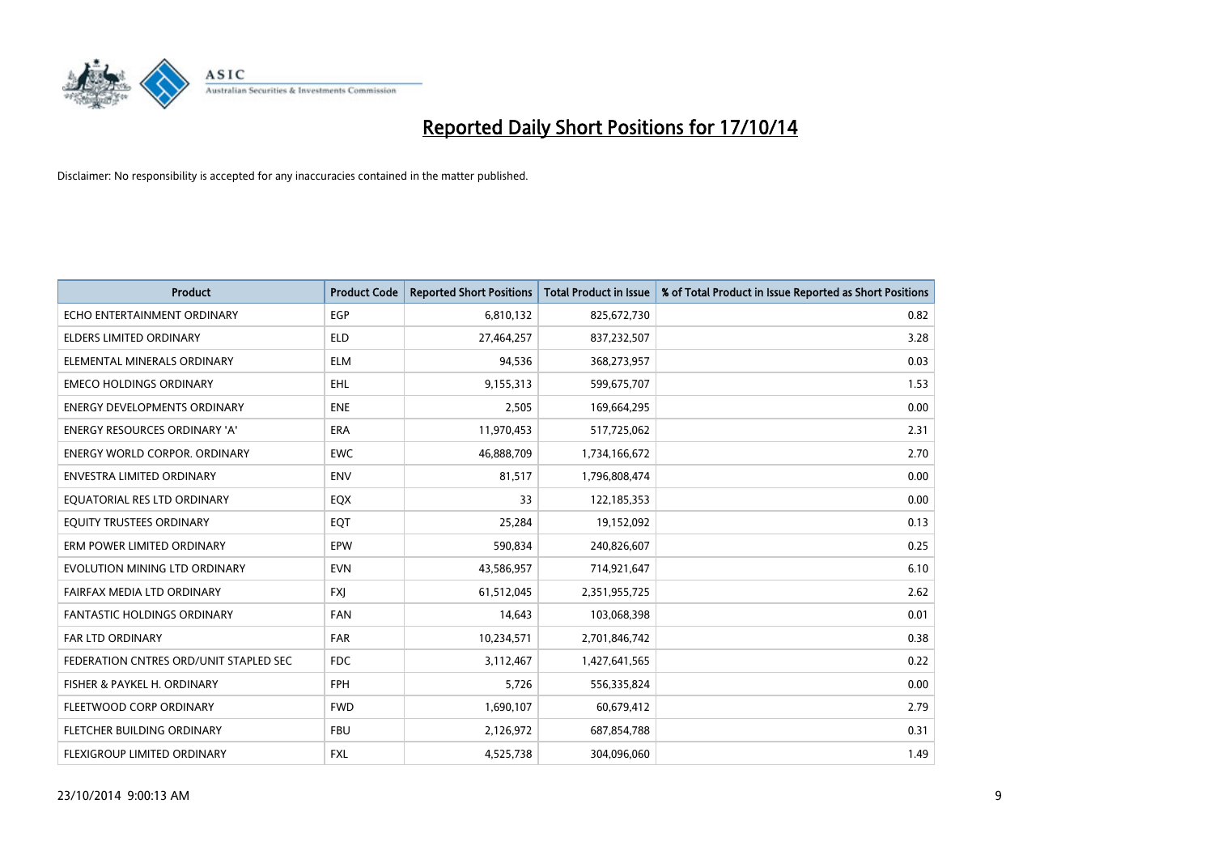# Reported Daily Short Positions for 17/10/14

Disclaimer: No responsibility is accepted for any inaccuracies contained in the matter published.

| Product | Product Code | Reported Short Positions | Total Product in Issue | % of Total Product in Issue Reported as Short Positions |
|---|---|---|---|---|
| ECHO ENTERTAINMENT ORDINARY | EGP | 6,810,132 | 825,672,730 | 0.82 |
| ELDERS LIMITED ORDINARY | ELD | 27,464,257 | 837,232,507 | 3.28 |
| ELEMENTAL MINERALS ORDINARY | ELM | 94,536 | 368,273,957 | 0.03 |
| EMECO HOLDINGS ORDINARY | EHL | 9,155,313 | 599,675,707 | 1.53 |
| ENERGY DEVELOPMENTS ORDINARY | ENE | 2,505 | 169,664,295 | 0.00 |
| ENERGY RESOURCES ORDINARY 'A' | ERA | 11,970,453 | 517,725,062 | 2.31 |
| ENERGY WORLD CORPOR. ORDINARY | EWC | 46,888,709 | 1,734,166,672 | 2.70 |
| ENVESTRA LIMITED ORDINARY | ENV | 81,517 | 1,796,808,474 | 0.00 |
| EQUATORIAL RES LTD ORDINARY | EQX | 33 | 122,185,353 | 0.00 |
| EQUITY TRUSTEES ORDINARY | EQT | 25,284 | 19,152,092 | 0.13 |
| ERM POWER LIMITED ORDINARY | EPW | 590,834 | 240,826,607 | 0.25 |
| EVOLUTION MINING LTD ORDINARY | EVN | 43,586,957 | 714,921,647 | 6.10 |
| FAIRFAX MEDIA LTD ORDINARY | FXJ | 61,512,045 | 2,351,955,725 | 2.62 |
| FANTASTIC HOLDINGS ORDINARY | FAN | 14,643 | 103,068,398 | 0.01 |
| FAR LTD ORDINARY | FAR | 10,234,571 | 2,701,846,742 | 0.38 |
| FEDERATION CNTRES ORD/UNIT STAPLED SEC | FDC | 3,112,467 | 1,427,641,565 | 0.22 |
| FISHER & PAYKEL H. ORDINARY | FPH | 5,726 | 556,335,824 | 0.00 |
| FLEETWOOD CORP ORDINARY | FWD | 1,690,107 | 60,679,412 | 2.79 |
| FLETCHER BUILDING ORDINARY | FBU | 2,126,972 | 687,854,788 | 0.31 |
| FLEXIGROUP LIMITED ORDINARY | FXL | 4,525,738 | 304,096,060 | 1.49 |

23/10/2014 9:00:13 AM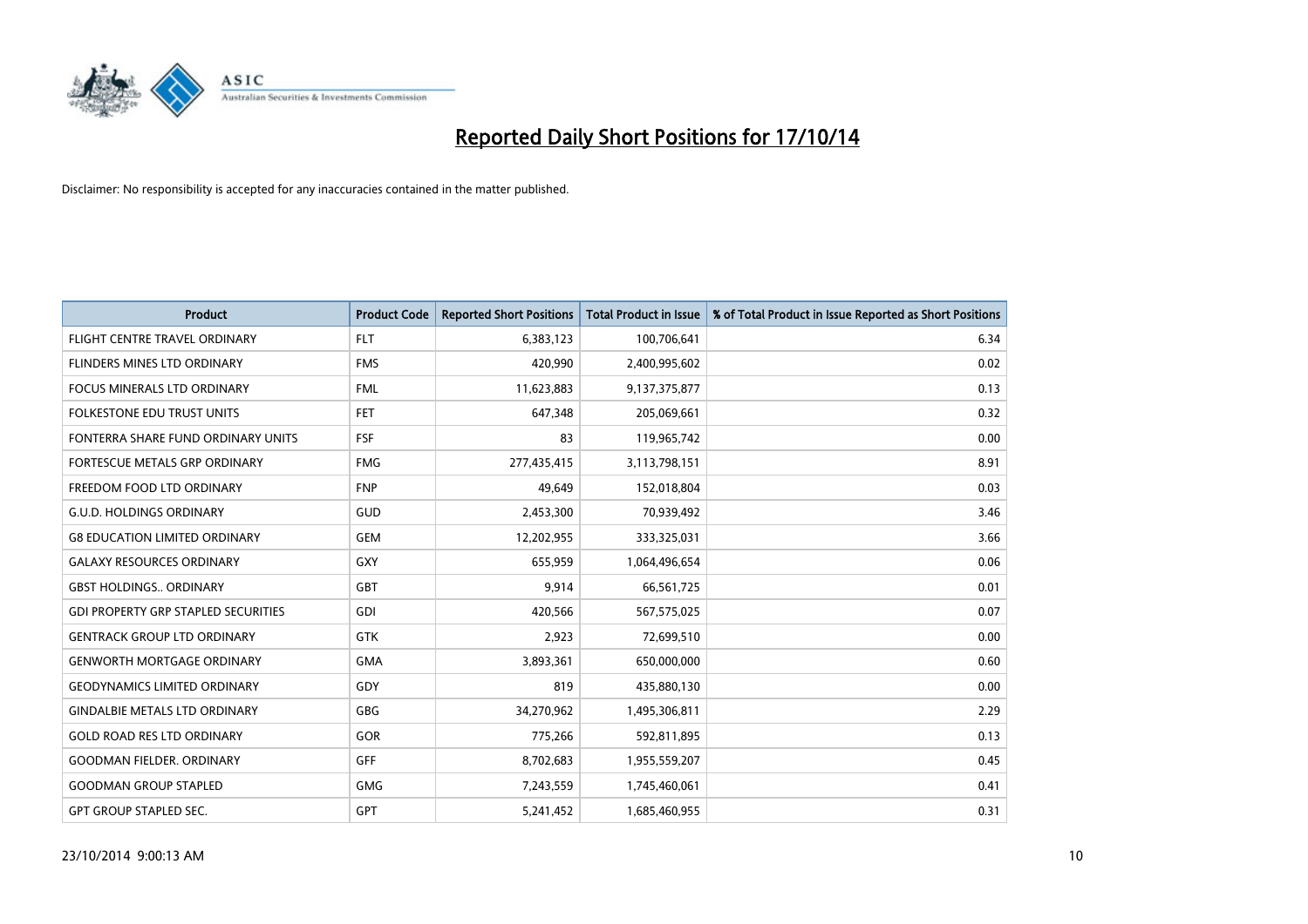# Reported Daily Short Positions for 17/10/14

Disclaimer: No responsibility is accepted for any inaccuracies contained in the matter published.

| Product | Product Code | Reported Short Positions | Total Product in Issue | % of Total Product in Issue Reported as Short Positions |
|---|---|---|---|---|
| FLIGHT CENTRE TRAVEL ORDINARY | FLT | 6,383,123 | 100,706,641 | 6.34 |
| FLINDERS MINES LTD ORDINARY | FMS | 420,990 | 2,400,995,602 | 0.02 |
| FOCUS MINERALS LTD ORDINARY | FML | 11,623,883 | 9,137,375,877 | 0.13 |
| FOLKESTONE EDU TRUST UNITS | FET | 647,348 | 205,069,661 | 0.32 |
| FONTERRA SHARE FUND ORDINARY UNITS | FSF | 83 | 119,965,742 | 0.00 |
| FORTESCUE METALS GRP ORDINARY | FMG | 277,435,415 | 3,113,798,151 | 8.91 |
| FREEDOM FOOD LTD ORDINARY | FNP | 49,649 | 152,018,804 | 0.03 |
| G.U.D. HOLDINGS ORDINARY | GUD | 2,453,300 | 70,939,492 | 3.46 |
| G8 EDUCATION LIMITED ORDINARY | GEM | 12,202,955 | 333,325,031 | 3.66 |
| GALAXY RESOURCES ORDINARY | GXY | 655,959 | 1,064,496,654 | 0.06 |
| GBST HOLDINGS.. ORDINARY | GBT | 9,914 | 66,561,725 | 0.01 |
| GDI PROPERTY GRP STAPLED SECURITIES | GDI | 420,566 | 567,575,025 | 0.07 |
| GENTRACK GROUP LTD ORDINARY | GTK | 2,923 | 72,699,510 | 0.00 |
| GENWORTH MORTGAGE ORDINARY | GMA | 3,893,361 | 650,000,000 | 0.60 |
| GEODYNAMICS LIMITED ORDINARY | GDY | 819 | 435,880,130 | 0.00 |
| GINDALBIE METALS LTD ORDINARY | GBG | 34,270,962 | 1,495,306,811 | 2.29 |
| GOLD ROAD RES LTD ORDINARY | GOR | 775,266 | 592,811,895 | 0.13 |
| GOODMAN FIELDER. ORDINARY | GFF | 8,702,683 | 1,955,559,207 | 0.45 |
| GOODMAN GROUP STAPLED | GMG | 7,243,559 | 1,745,460,061 | 0.41 |
| GPT GROUP STAPLED SEC. | GPT | 5,241,452 | 1,685,460,955 | 0.31 |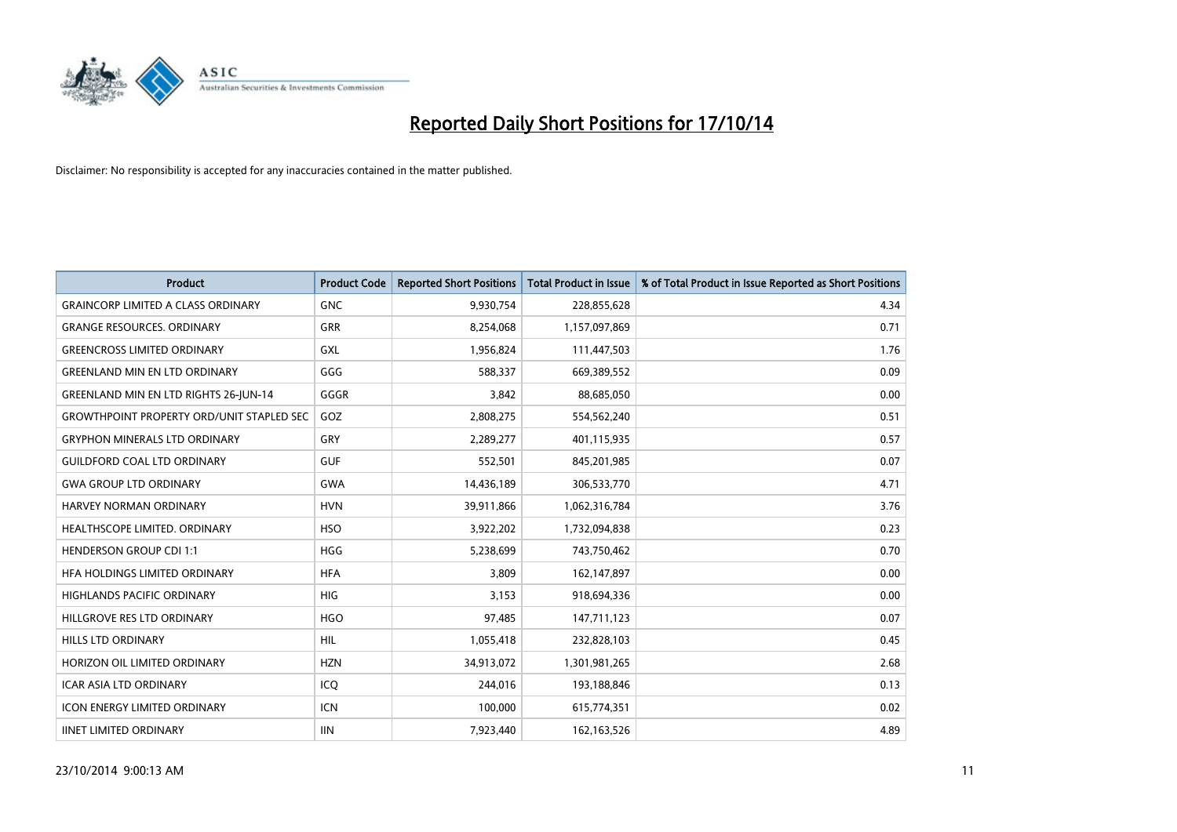# Reported Daily Short Positions for 17/10/14

Disclaimer: No responsibility is accepted for any inaccuracies contained in the matter published.

| Product | Product Code | Reported Short Positions | Total Product in Issue | % of Total Product in Issue Reported as Short Positions |
|---|---|---|---|---|
| GRAINCORP LIMITED A CLASS ORDINARY | GNC | 9,930,754 | 228,855,628 | 4.34 |
| GRANGE RESOURCES. ORDINARY | GRR | 8,254,068 | 1,157,097,869 | 0.71 |
| GREENCROSS LIMITED ORDINARY | GXL | 1,956,824 | 111,447,503 | 1.76 |
| GREENLAND MIN EN LTD ORDINARY | GGG | 588,337 | 669,389,552 | 0.09 |
| GREENLAND MIN EN LTD RIGHTS 26-JUN-14 | GGGR | 3,842 | 88,685,050 | 0.00 |
| GROWTHPOINT PROPERTY ORD/UNIT STAPLED SEC | GOZ | 2,808,275 | 554,562,240 | 0.51 |
| GRYPHON MINERALS LTD ORDINARY | GRY | 2,289,277 | 401,115,935 | 0.57 |
| GUILDFORD COAL LTD ORDINARY | GUF | 552,501 | 845,201,985 | 0.07 |
| GWA GROUP LTD ORDINARY | GWA | 14,436,189 | 306,533,770 | 4.71 |
| HARVEY NORMAN ORDINARY | HVN | 39,911,866 | 1,062,316,784 | 3.76 |
| HEALTHSCOPE LIMITED. ORDINARY | HSO | 3,922,202 | 1,732,094,838 | 0.23 |
| HENDERSON GROUP CDI 1:1 | HGG | 5,238,699 | 743,750,462 | 0.70 |
| HFA HOLDINGS LIMITED ORDINARY | HFA | 3,809 | 162,147,897 | 0.00 |
| HIGHLANDS PACIFIC ORDINARY | HIG | 3,153 | 918,694,336 | 0.00 |
| HILLGROVE RES LTD ORDINARY | HGO | 97,485 | 147,711,123 | 0.07 |
| HILLS LTD ORDINARY | HIL | 1,055,418 | 232,828,103 | 0.45 |
| HORIZON OIL LIMITED ORDINARY | HZN | 34,913,072 | 1,301,981,265 | 2.68 |
| ICAR ASIA LTD ORDINARY | ICQ | 244,016 | 193,188,846 | 0.13 |
| ICON ENERGY LIMITED ORDINARY | ICN | 100,000 | 615,774,351 | 0.02 |
| IINET LIMITED ORDINARY | IIN | 7,923,440 | 162,163,526 | 4.89 |

23/10/2014 9:00:13 AM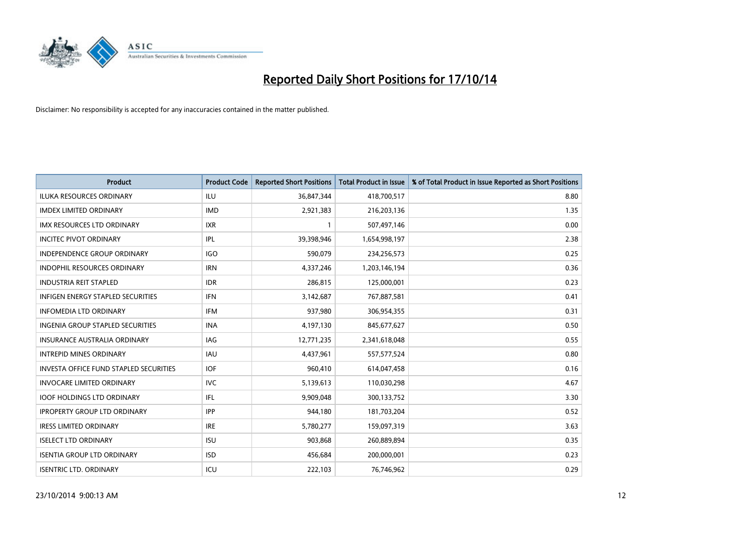# Reported Daily Short Positions for 17/10/14

Disclaimer: No responsibility is accepted for any inaccuracies contained in the matter published.

| Product | Product Code | Reported Short Positions | Total Product in Issue | % of Total Product in Issue Reported as Short Positions |
|---|---|---|---|---|
| ILUKA RESOURCES ORDINARY | ILU | 36,847,344 | 418,700,517 | 8.80 |
| IMDEX LIMITED ORDINARY | IMD | 2,921,383 | 216,203,136 | 1.35 |
| IMX RESOURCES LTD ORDINARY | IXR | 1 | 507,497,146 | 0.00 |
| INCITEC PIVOT ORDINARY | IPL | 39,398,946 | 1,654,998,197 | 2.38 |
| INDEPENDENCE GROUP ORDINARY | IGO | 590,079 | 234,256,573 | 0.25 |
| INDOPHIL RESOURCES ORDINARY | IRN | 4,337,246 | 1,203,146,194 | 0.36 |
| INDUSTRIA REIT STAPLED | IDR | 286,815 | 125,000,001 | 0.23 |
| INFIGEN ENERGY STAPLED SECURITIES | IFN | 3,142,687 | 767,887,581 | 0.41 |
| INFOMEDIA LTD ORDINARY | IFM | 937,980 | 306,954,355 | 0.31 |
| INGENIA GROUP STAPLED SECURITIES | INA | 4,197,130 | 845,677,627 | 0.50 |
| INSURANCE AUSTRALIA ORDINARY | IAG | 12,771,235 | 2,341,618,048 | 0.55 |
| INTREPID MINES ORDINARY | IAU | 4,437,961 | 557,577,524 | 0.80 |
| INVESTA OFFICE FUND STAPLED SECURITIES | IOF | 960,410 | 614,047,458 | 0.16 |
| INVOCARE LIMITED ORDINARY | IVC | 5,139,613 | 110,030,298 | 4.67 |
| IOOF HOLDINGS LTD ORDINARY | IFL | 9,909,048 | 300,133,752 | 3.30 |
| IPROPERTY GROUP LTD ORDINARY | IPP | 944,180 | 181,703,204 | 0.52 |
| IRESS LIMITED ORDINARY | IRE | 5,780,277 | 159,097,319 | 3.63 |
| ISELECT LTD ORDINARY | ISU | 903,868 | 260,889,894 | 0.35 |
| ISENTIA GROUP LTD ORDINARY | ISD | 456,684 | 200,000,001 | 0.23 |
| ISENTRIC LTD. ORDINARY | ICU | 222,103 | 76,746,962 | 0.29 |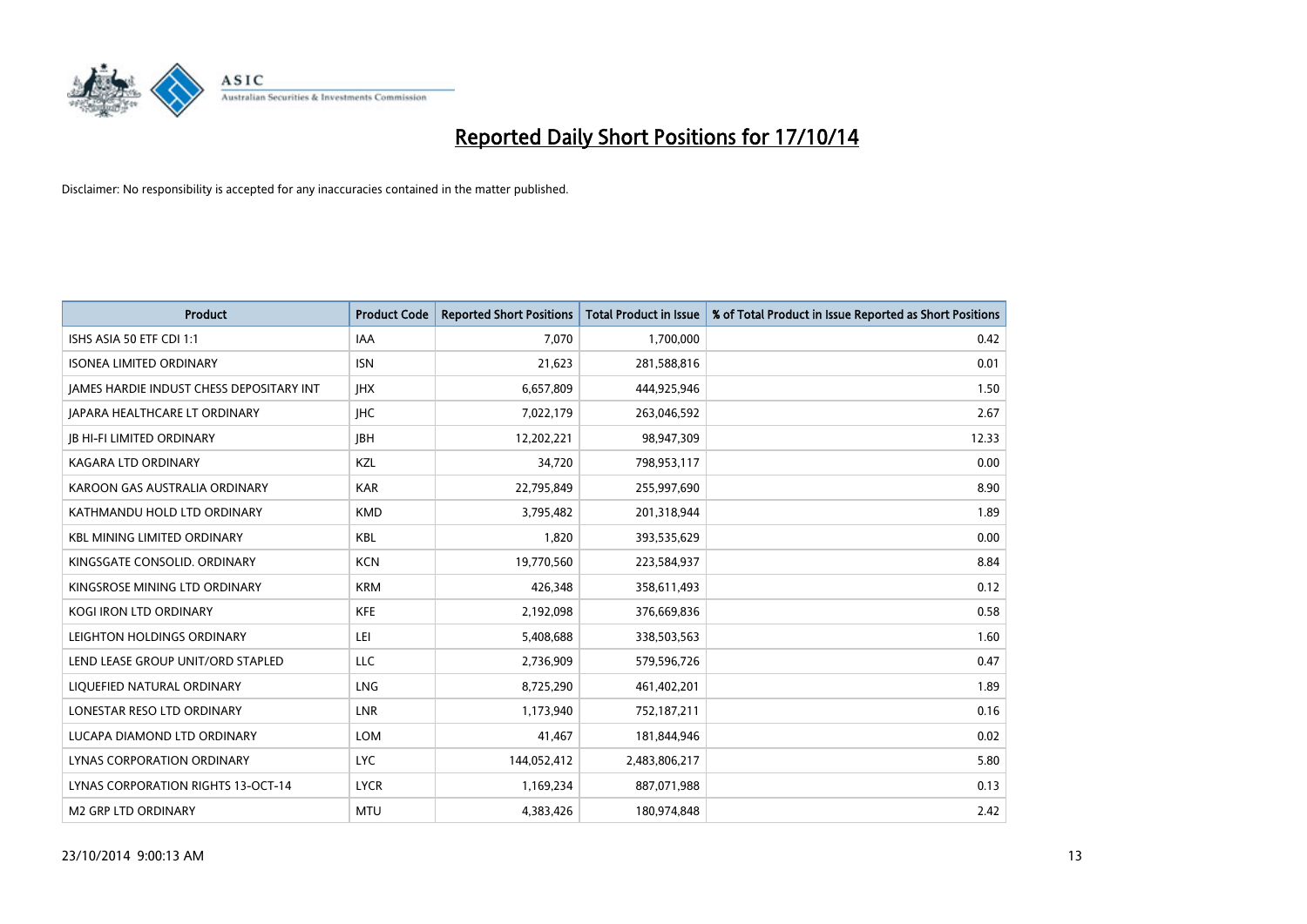# Reported Daily Short Positions for 17/10/14

Disclaimer: No responsibility is accepted for any inaccuracies contained in the matter published.

| Product | Product Code | Reported Short Positions | Total Product in Issue | % of Total Product in Issue Reported as Short Positions |
| --- | --- | --- | --- | --- |
| ISHS ASIA 50 ETF CDI 1:1 | IAA | 7,070 | 1,700,000 | 0.42 |
| ISONEA LIMITED ORDINARY | ISN | 21,623 | 281,588,816 | 0.01 |
| JAMES HARDIE INDUST CHESS DEPOSITARY INT | JHX | 6,657,809 | 444,925,946 | 1.50 |
| JAPARA HEALTHCARE LT ORDINARY | JHC | 7,022,179 | 263,046,592 | 2.67 |
| JB HI-FI LIMITED ORDINARY | JBH | 12,202,221 | 98,947,309 | 12.33 |
| KAGARA LTD ORDINARY | KZL | 34,720 | 798,953,117 | 0.00 |
| KAROON GAS AUSTRALIA ORDINARY | KAR | 22,795,849 | 255,997,690 | 8.90 |
| KATHMANDU HOLD LTD ORDINARY | KMD | 3,795,482 | 201,318,944 | 1.89 |
| KBL MINING LIMITED ORDINARY | KBL | 1,820 | 393,535,629 | 0.00 |
| KINGSGATE CONSOLID. ORDINARY | KCN | 19,770,560 | 223,584,937 | 8.84 |
| KINGSROSE MINING LTD ORDINARY | KRM | 426,348 | 358,611,493 | 0.12 |
| KOGI IRON LTD ORDINARY | KFE | 2,192,098 | 376,669,836 | 0.58 |
| LEIGHTON HOLDINGS ORDINARY | LEI | 5,408,688 | 338,503,563 | 1.60 |
| LEND LEASE GROUP UNIT/ORD STAPLED | LLC | 2,736,909 | 579,596,726 | 0.47 |
| LIQUEFIED NATURAL ORDINARY | LNG | 8,725,290 | 461,402,201 | 1.89 |
| LONESTAR RESO LTD ORDINARY | LNR | 1,173,940 | 752,187,211 | 0.16 |
| LUCAPA DIAMOND LTD ORDINARY | LOM | 41,467 | 181,844,946 | 0.02 |
| LYNAS CORPORATION ORDINARY | LYC | 144,052,412 | 2,483,806,217 | 5.80 |
| LYNAS CORPORATION RIGHTS 13-OCT-14 | LYCR | 1,169,234 | 887,071,988 | 0.13 |
| M2 GRP LTD ORDINARY | MTU | 4,383,426 | 180,974,848 | 2.42 |

23/10/2014 9:00:13 AM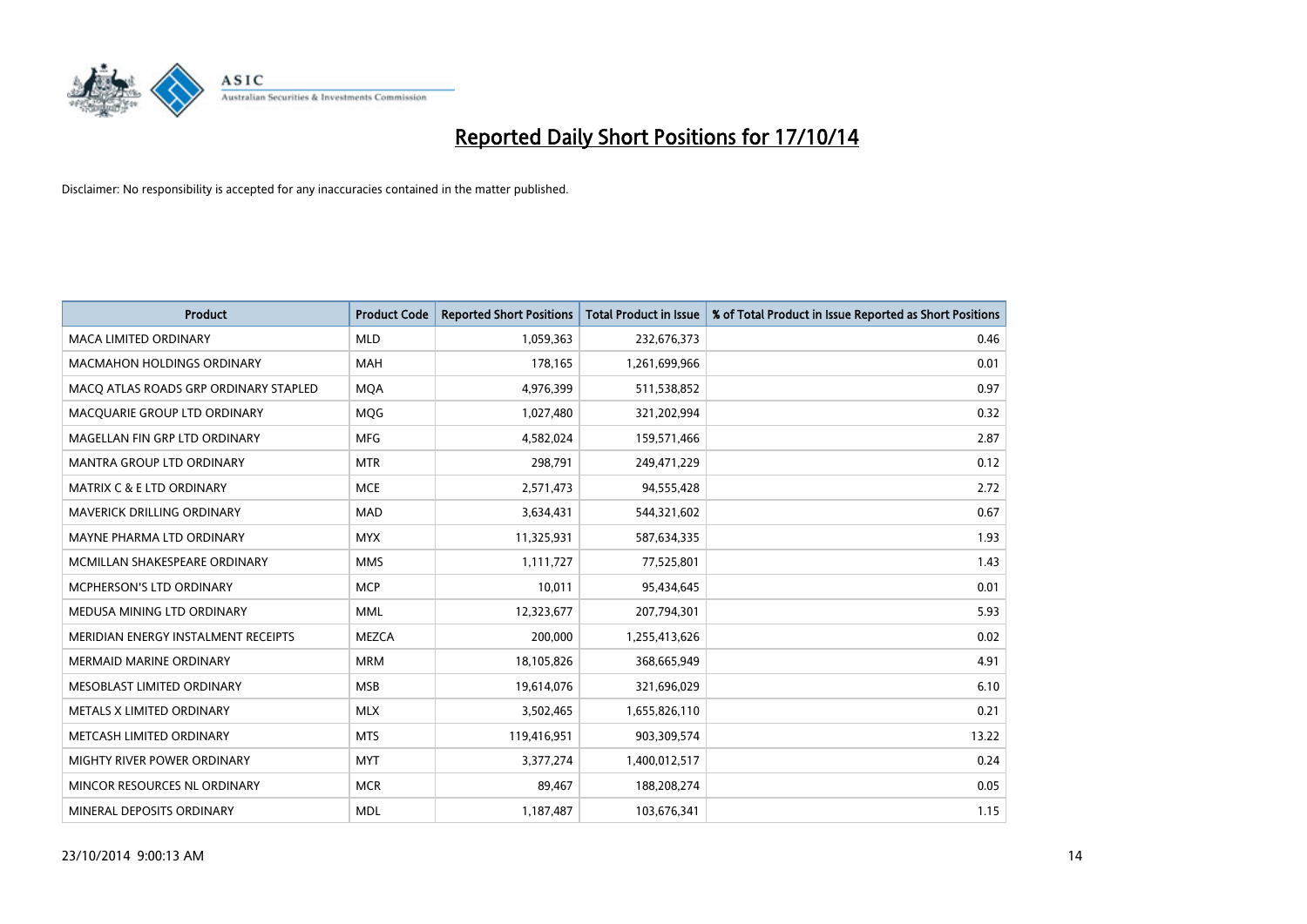# Reported Daily Short Positions for 17/10/14

Disclaimer: No responsibility is accepted for any inaccuracies contained in the matter published.

| Product | Product Code | Reported Short Positions | Total Product in Issue | % of Total Product in Issue Reported as Short Positions |
|---|---|---|---|---|
| MACA LIMITED ORDINARY | MLD | 1,059,363 | 232,676,373 | 0.46 |
| MACMAHON HOLDINGS ORDINARY | MAH | 178,165 | 1,261,699,966 | 0.01 |
| MACQ ATLAS ROADS GRP ORDINARY STAPLED | MQA | 4,976,399 | 511,538,852 | 0.97 |
| MACQUARIE GROUP LTD ORDINARY | MQG | 1,027,480 | 321,202,994 | 0.32 |
| MAGELLAN FIN GRP LTD ORDINARY | MFG | 4,582,024 | 159,571,466 | 2.87 |
| MANTRA GROUP LTD ORDINARY | MTR | 298,791 | 249,471,229 | 0.12 |
| MATRIX C & E LTD ORDINARY | MCE | 2,571,473 | 94,555,428 | 2.72 |
| MAVERICK DRILLING ORDINARY | MAD | 3,634,431 | 544,321,602 | 0.67 |
| MAYNE PHARMA LTD ORDINARY | MYX | 11,325,931 | 587,634,335 | 1.93 |
| MCMILLAN SHAKESPEARE ORDINARY | MMS | 1,111,727 | 77,525,801 | 1.43 |
| MCPHERSON'S LTD ORDINARY | MCP | 10,011 | 95,434,645 | 0.01 |
| MEDUSA MINING LTD ORDINARY | MML | 12,323,677 | 207,794,301 | 5.93 |
| MERIDIAN ENERGY INSTALMENT RECEIPTS | MEZCA | 200,000 | 1,255,413,626 | 0.02 |
| MERMAID MARINE ORDINARY | MRM | 18,105,826 | 368,665,949 | 4.91 |
| MESOBLAST LIMITED ORDINARY | MSB | 19,614,076 | 321,696,029 | 6.10 |
| METALS X LIMITED ORDINARY | MLX | 3,502,465 | 1,655,826,110 | 0.21 |
| METCASH LIMITED ORDINARY | MTS | 119,416,951 | 903,309,574 | 13.22 |
| MIGHTY RIVER POWER ORDINARY | MYT | 3,377,274 | 1,400,012,517 | 0.24 |
| MINCOR RESOURCES NL ORDINARY | MCR | 89,467 | 188,208,274 | 0.05 |
| MINERAL DEPOSITS ORDINARY | MDL | 1,187,487 | 103,676,341 | 1.15 |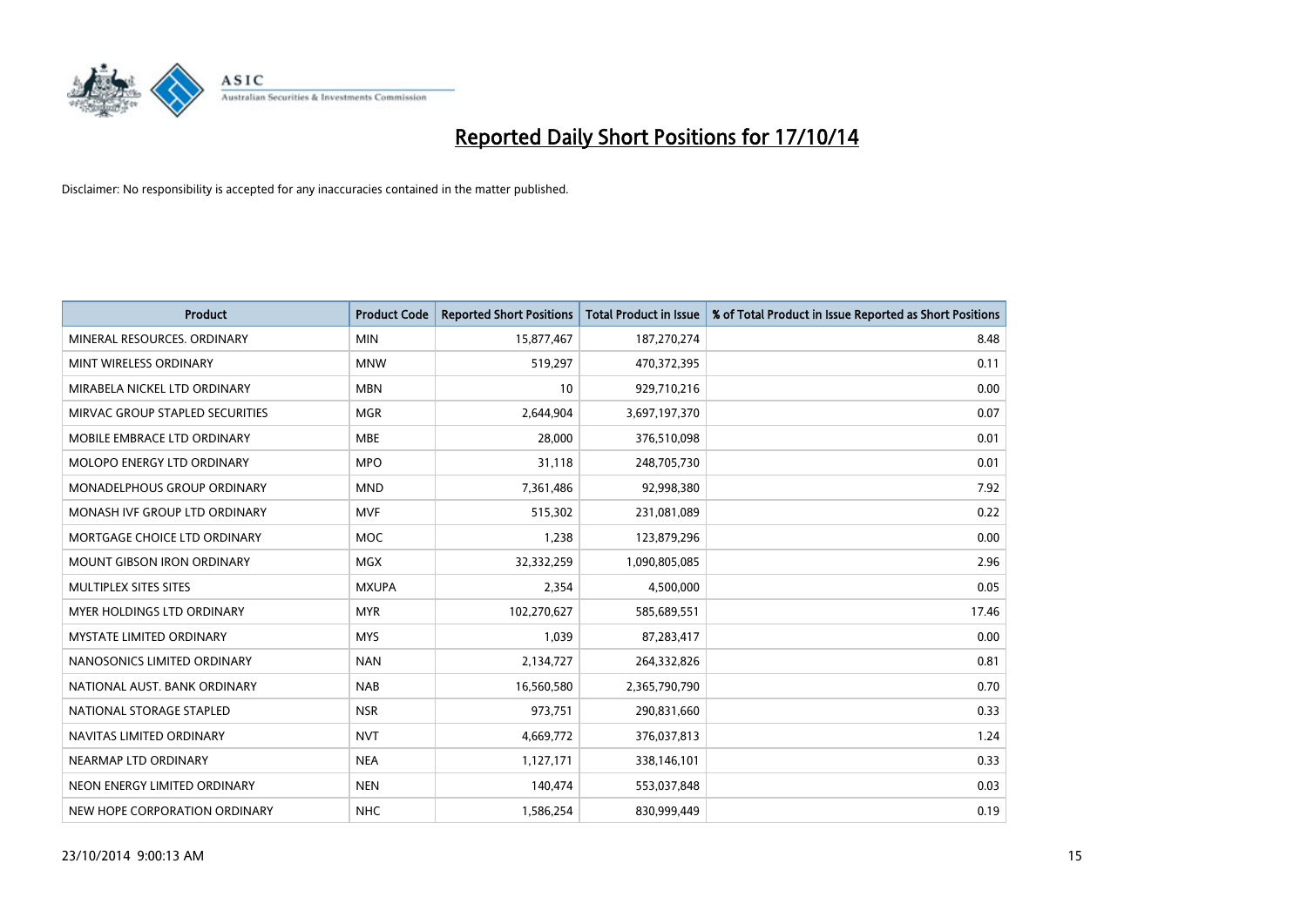# Reported Daily Short Positions for 17/10/14

Disclaimer: No responsibility is accepted for any inaccuracies contained in the matter published.

| Product | Product Code | Reported Short Positions | Total Product in Issue | % of Total Product in Issue Reported as Short Positions |
|---|---|---|---|---|
| MINERAL RESOURCES. ORDINARY | MIN | 15,877,467 | 187,270,274 | 8.48 |
| MINT WIRELESS ORDINARY | MNW | 519,297 | 470,372,395 | 0.11 |
| MIRABELA NICKEL LTD ORDINARY | MBN | 10 | 929,710,216 | 0.00 |
| MIRVAC GROUP STAPLED SECURITIES | MGR | 2,644,904 | 3,697,197,370 | 0.07 |
| MOBILE EMBRACE LTD ORDINARY | MBE | 28,000 | 376,510,098 | 0.01 |
| MOLOPO ENERGY LTD ORDINARY | MPO | 31,118 | 248,705,730 | 0.01 |
| MONADELPHOUS GROUP ORDINARY | MND | 7,361,486 | 92,998,380 | 7.92 |
| MONASH IVF GROUP LTD ORDINARY | MVF | 515,302 | 231,081,089 | 0.22 |
| MORTGAGE CHOICE LTD ORDINARY | MOC | 1,238 | 123,879,296 | 0.00 |
| MOUNT GIBSON IRON ORDINARY | MGX | 32,332,259 | 1,090,805,085 | 2.96 |
| MULTIPLEX SITES SITES | MXUPA | 2,354 | 4,500,000 | 0.05 |
| MYER HOLDINGS LTD ORDINARY | MYR | 102,270,627 | 585,689,551 | 17.46 |
| MYSTATE LIMITED ORDINARY | MYS | 1,039 | 87,283,417 | 0.00 |
| NANOSONICS LIMITED ORDINARY | NAN | 2,134,727 | 264,332,826 | 0.81 |
| NATIONAL AUST. BANK ORDINARY | NAB | 16,560,580 | 2,365,790,790 | 0.70 |
| NATIONAL STORAGE STAPLED | NSR | 973,751 | 290,831,660 | 0.33 |
| NAVITAS LIMITED ORDINARY | NVT | 4,669,772 | 376,037,813 | 1.24 |
| NEARMAP LTD ORDINARY | NEA | 1,127,171 | 338,146,101 | 0.33 |
| NEON ENERGY LIMITED ORDINARY | NEN | 140,474 | 553,037,848 | 0.03 |
| NEW HOPE CORPORATION ORDINARY | NHC | 1,586,254 | 830,999,449 | 0.19 |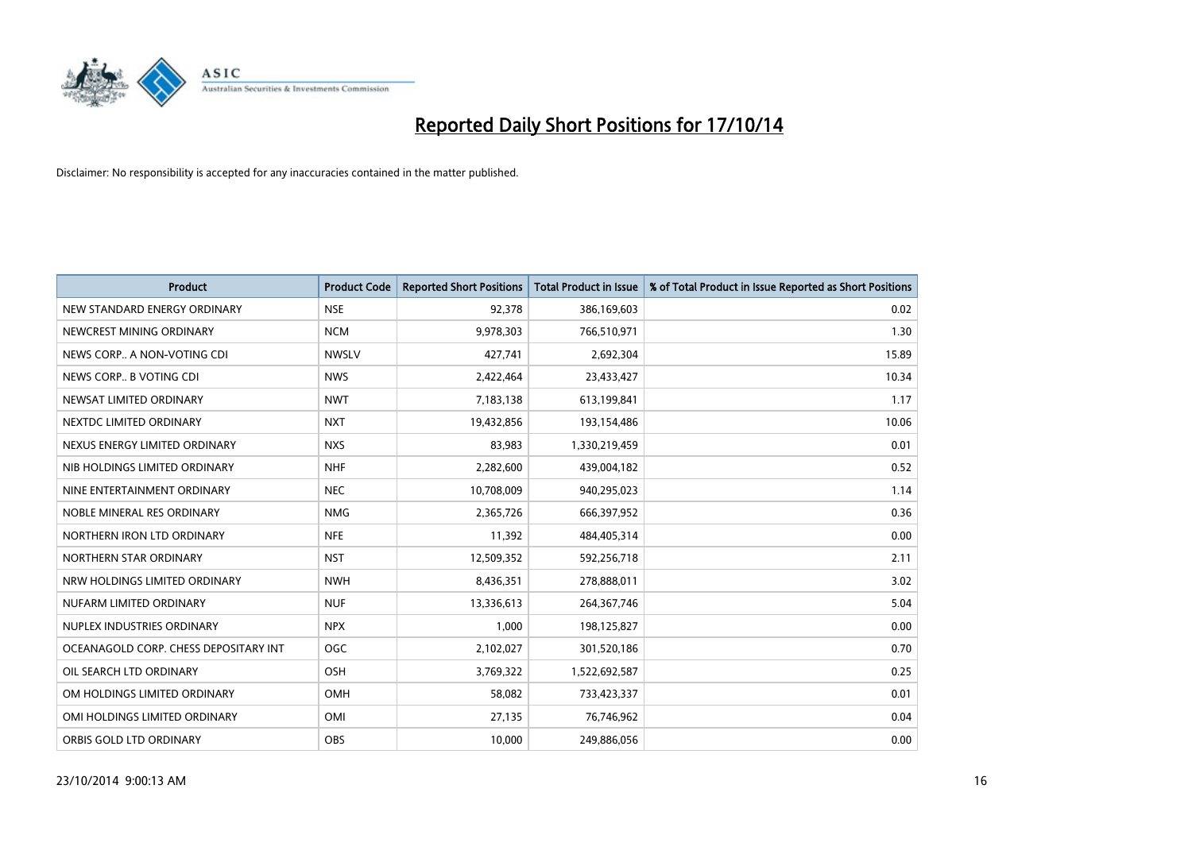# Reported Daily Short Positions for 17/10/14

Disclaimer: No responsibility is accepted for any inaccuracies contained in the matter published.

| Product | Product Code | Reported Short Positions | Total Product in Issue | % of Total Product in Issue Reported as Short Positions |
|---|---|---|---|---|
| NEW STANDARD ENERGY ORDINARY | NSE | 92,378 | 386,169,603 | 0.02 |
| NEWCREST MINING ORDINARY | NCM | 9,978,303 | 766,510,971 | 1.30 |
| NEWS CORP.. A NON-VOTING CDI | NWSLV | 427,741 | 2,692,304 | 15.89 |
| NEWS CORP.. B VOTING CDI | NWS | 2,422,464 | 23,433,427 | 10.34 |
| NEWSAT LIMITED ORDINARY | NWT | 7,183,138 | 613,199,841 | 1.17 |
| NEXTDC LIMITED ORDINARY | NXT | 19,432,856 | 193,154,486 | 10.06 |
| NEXUS ENERGY LIMITED ORDINARY | NXS | 83,983 | 1,330,219,459 | 0.01 |
| NIB HOLDINGS LIMITED ORDINARY | NHF | 2,282,600 | 439,004,182 | 0.52 |
| NINE ENTERTAINMENT ORDINARY | NEC | 10,708,009 | 940,295,023 | 1.14 |
| NOBLE MINERAL RES ORDINARY | NMG | 2,365,726 | 666,397,952 | 0.36 |
| NORTHERN IRON LTD ORDINARY | NFE | 11,392 | 484,405,314 | 0.00 |
| NORTHERN STAR ORDINARY | NST | 12,509,352 | 592,256,718 | 2.11 |
| NRW HOLDINGS LIMITED ORDINARY | NWH | 8,436,351 | 278,888,011 | 3.02 |
| NUFARM LIMITED ORDINARY | NUF | 13,336,613 | 264,367,746 | 5.04 |
| NUPLEX INDUSTRIES ORDINARY | NPX | 1,000 | 198,125,827 | 0.00 |
| OCEANAGOLD CORP. CHESS DEPOSITARY INT | OGC | 2,102,027 | 301,520,186 | 0.70 |
| OIL SEARCH LTD ORDINARY | OSH | 3,769,322 | 1,522,692,587 | 0.25 |
| OM HOLDINGS LIMITED ORDINARY | OMH | 58,082 | 733,423,337 | 0.01 |
| OMI HOLDINGS LIMITED ORDINARY | OMI | 27,135 | 76,746,962 | 0.04 |
| ORBIS GOLD LTD ORDINARY | OBS | 10,000 | 249,886,056 | 0.00 |

23/10/2014 9:00:13 AM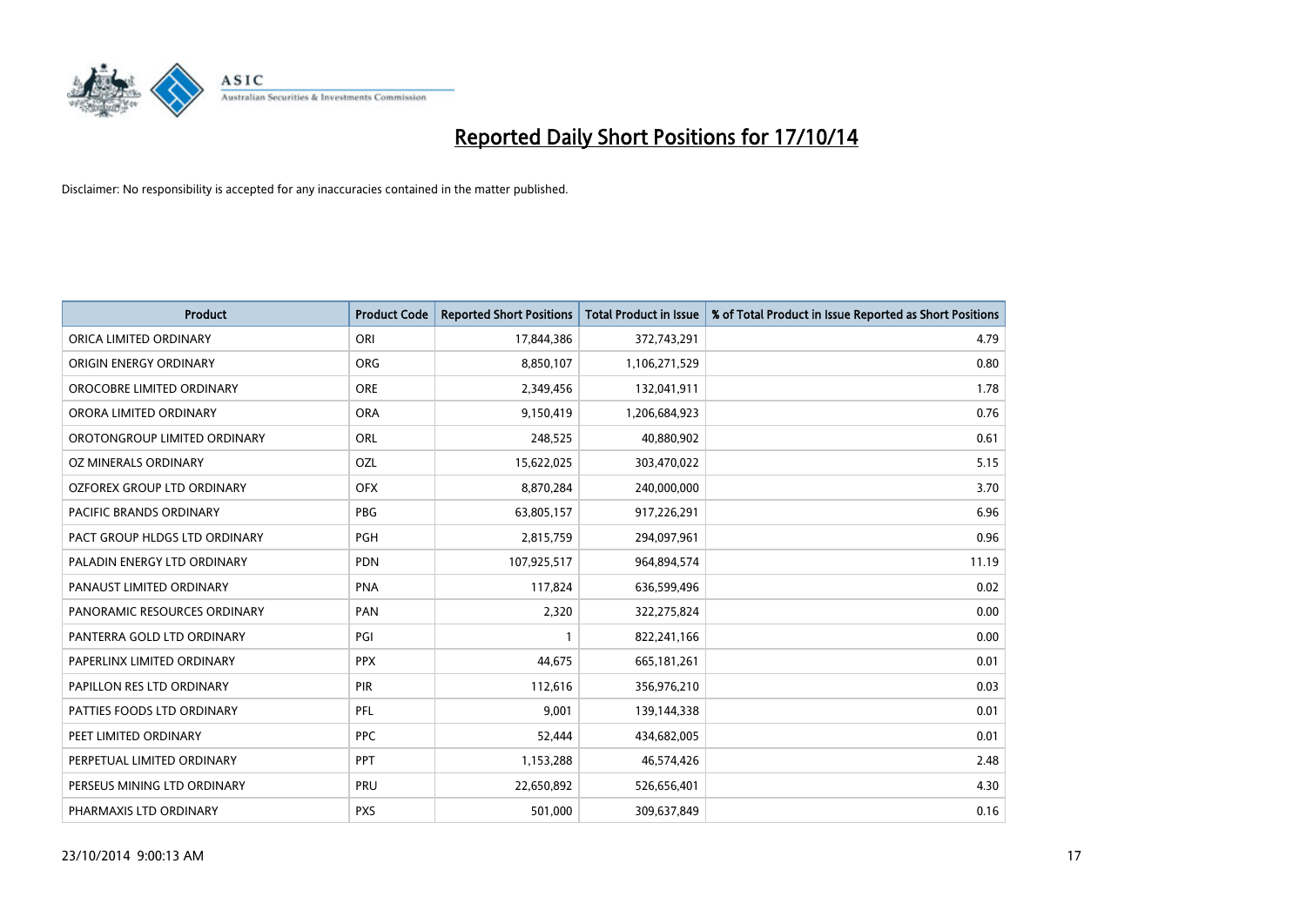# Reported Daily Short Positions for 17/10/14

Disclaimer: No responsibility is accepted for any inaccuracies contained in the matter published.

| Product | Product Code | Reported Short Positions | Total Product in Issue | % of Total Product in Issue Reported as Short Positions |
| --- | --- | --- | --- | --- |
| ORICA LIMITED ORDINARY | ORI | 17,844,386 | 372,743,291 | 4.79 |
| ORIGIN ENERGY ORDINARY | ORG | 8,850,107 | 1,106,271,529 | 0.80 |
| OROCOBRE LIMITED ORDINARY | ORE | 2,349,456 | 132,041,911 | 1.78 |
| ORORA LIMITED ORDINARY | ORA | 9,150,419 | 1,206,684,923 | 0.76 |
| OROTONGROUP LIMITED ORDINARY | ORL | 248,525 | 40,880,902 | 0.61 |
| OZ MINERALS ORDINARY | OZL | 15,622,025 | 303,470,022 | 5.15 |
| OZFOREX GROUP LTD ORDINARY | OFX | 8,870,284 | 240,000,000 | 3.70 |
| PACIFIC BRANDS ORDINARY | PBG | 63,805,157 | 917,226,291 | 6.96 |
| PACT GROUP HLDGS LTD ORDINARY | PGH | 2,815,759 | 294,097,961 | 0.96 |
| PALADIN ENERGY LTD ORDINARY | PDN | 107,925,517 | 964,894,574 | 11.19 |
| PANAUST LIMITED ORDINARY | PNA | 117,824 | 636,599,496 | 0.02 |
| PANORAMIC RESOURCES ORDINARY | PAN | 2,320 | 322,275,824 | 0.00 |
| PANTERRA GOLD LTD ORDINARY | PGI | 1 | 822,241,166 | 0.00 |
| PAPERLINX LIMITED ORDINARY | PPX | 44,675 | 665,181,261 | 0.01 |
| PAPILLON RES LTD ORDINARY | PIR | 112,616 | 356,976,210 | 0.03 |
| PATTIES FOODS LTD ORDINARY | PFL | 9,001 | 139,144,338 | 0.01 |
| PEET LIMITED ORDINARY | PPC | 52,444 | 434,682,005 | 0.01 |
| PERPETUAL LIMITED ORDINARY | PPT | 1,153,288 | 46,574,426 | 2.48 |
| PERSEUS MINING LTD ORDINARY | PRU | 22,650,892 | 526,656,401 | 4.30 |
| PHARMAXIS LTD ORDINARY | PXS | 501,000 | 309,637,849 | 0.16 |

23/10/2014 9:00:13 AM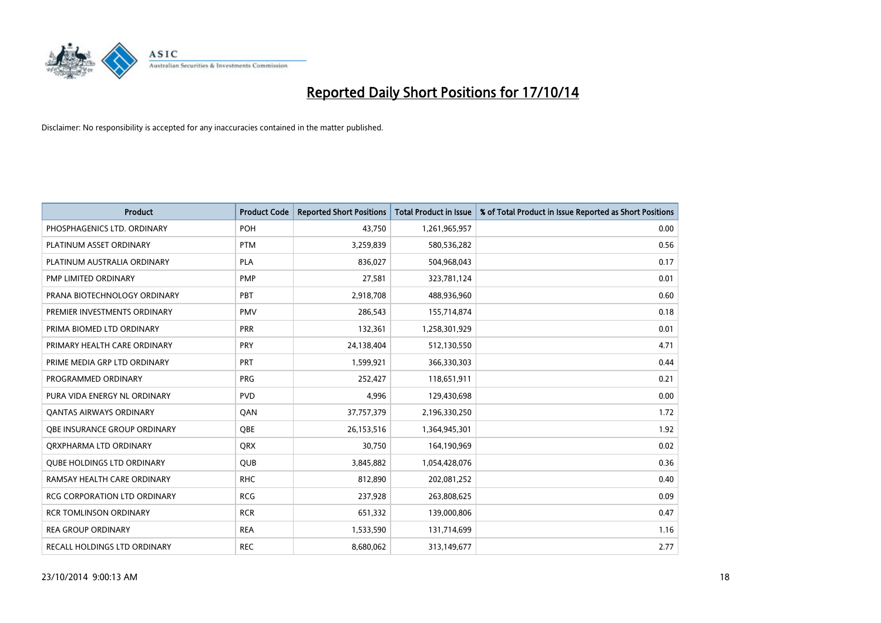# Reported Daily Short Positions for 17/10/14

Disclaimer: No responsibility is accepted for any inaccuracies contained in the matter published.

| Product | Product Code | Reported Short Positions | Total Product in Issue | % of Total Product in Issue Reported as Short Positions |
|---|---|---|---|---|
| PHOSPHAGENICS LTD. ORDINARY | POH | 43,750 | 1,261,965,957 | 0.00 |
| PLATINUM ASSET ORDINARY | PTM | 3,259,839 | 580,536,282 | 0.56 |
| PLATINUM AUSTRALIA ORDINARY | PLA | 836,027 | 504,968,043 | 0.17 |
| PMP LIMITED ORDINARY | PMP | 27,581 | 323,781,124 | 0.01 |
| PRANA BIOTECHNOLOGY ORDINARY | PBT | 2,918,708 | 488,936,960 | 0.60 |
| PREMIER INVESTMENTS ORDINARY | PMV | 286,543 | 155,714,874 | 0.18 |
| PRIMA BIOMED LTD ORDINARY | PRR | 132,361 | 1,258,301,929 | 0.01 |
| PRIMARY HEALTH CARE ORDINARY | PRY | 24,138,404 | 512,130,550 | 4.71 |
| PRIME MEDIA GRP LTD ORDINARY | PRT | 1,599,921 | 366,330,303 | 0.44 |
| PROGRAMMED ORDINARY | PRG | 252,427 | 118,651,911 | 0.21 |
| PURA VIDA ENERGY NL ORDINARY | PVD | 4,996 | 129,430,698 | 0.00 |
| QANTAS AIRWAYS ORDINARY | QAN | 37,757,379 | 2,196,330,250 | 1.72 |
| QBE INSURANCE GROUP ORDINARY | QBE | 26,153,516 | 1,364,945,301 | 1.92 |
| QRXPHARMA LTD ORDINARY | QRX | 30,750 | 164,190,969 | 0.02 |
| QUBE HOLDINGS LTD ORDINARY | QUB | 3,845,882 | 1,054,428,076 | 0.36 |
| RAMSAY HEALTH CARE ORDINARY | RHC | 812,890 | 202,081,252 | 0.40 |
| RCG CORPORATION LTD ORDINARY | RCG | 237,928 | 263,808,625 | 0.09 |
| RCR TOMLINSON ORDINARY | RCR | 651,332 | 139,000,806 | 0.47 |
| REA GROUP ORDINARY | REA | 1,533,590 | 131,714,699 | 1.16 |
| RECALL HOLDINGS LTD ORDINARY | REC | 8,680,062 | 313,149,677 | 2.77 |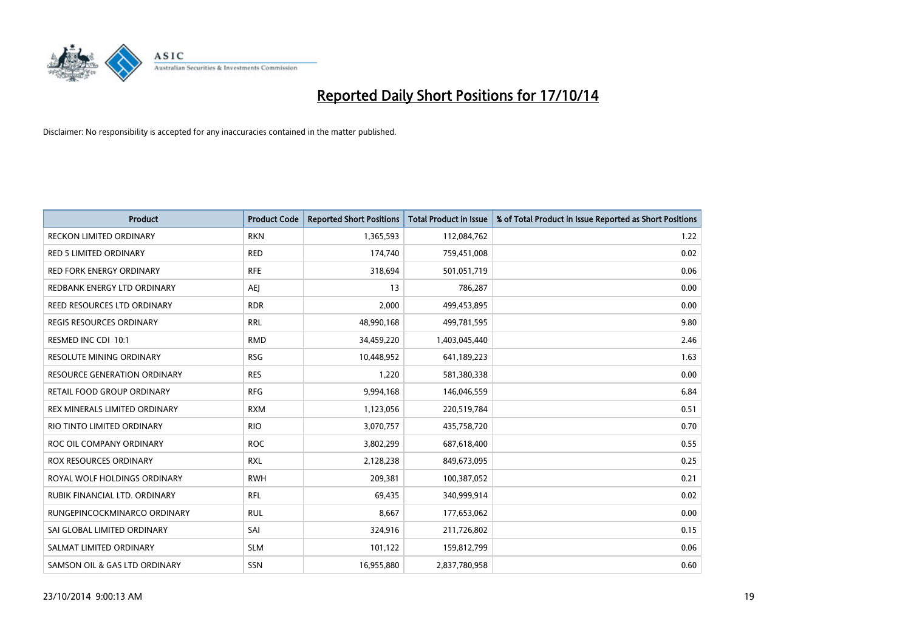# Reported Daily Short Positions for 17/10/14

Disclaimer: No responsibility is accepted for any inaccuracies contained in the matter published.

| Product | Product Code | Reported Short Positions | Total Product in Issue | % of Total Product in Issue Reported as Short Positions |
|---|---|---|---|---|
| RECKON LIMITED ORDINARY | RKN | 1,365,593 | 112,084,762 | 1.22 |
| RED 5 LIMITED ORDINARY | RED | 174,740 | 759,451,008 | 0.02 |
| RED FORK ENERGY ORDINARY | RFE | 318,694 | 501,051,719 | 0.06 |
| REDBANK ENERGY LTD ORDINARY | AEJ | 13 | 786,287 | 0.00 |
| REED RESOURCES LTD ORDINARY | RDR | 2,000 | 499,453,895 | 0.00 |
| REGIS RESOURCES ORDINARY | RRL | 48,990,168 | 499,781,595 | 9.80 |
| RESMED INC CDI 10:1 | RMD | 34,459,220 | 1,403,045,440 | 2.46 |
| RESOLUTE MINING ORDINARY | RSG | 10,448,952 | 641,189,223 | 1.63 |
| RESOURCE GENERATION ORDINARY | RES | 1,220 | 581,380,338 | 0.00 |
| RETAIL FOOD GROUP ORDINARY | RFG | 9,994,168 | 146,046,559 | 6.84 |
| REX MINERALS LIMITED ORDINARY | RXM | 1,123,056 | 220,519,784 | 0.51 |
| RIO TINTO LIMITED ORDINARY | RIO | 3,070,757 | 435,758,720 | 0.70 |
| ROC OIL COMPANY ORDINARY | ROC | 3,802,299 | 687,618,400 | 0.55 |
| ROX RESOURCES ORDINARY | RXL | 2,128,238 | 849,673,095 | 0.25 |
| ROYAL WOLF HOLDINGS ORDINARY | RWH | 209,381 | 100,387,052 | 0.21 |
| RUBIK FINANCIAL LTD. ORDINARY | RFL | 69,435 | 340,999,914 | 0.02 |
| RUNGEPINCOCKMINARCO ORDINARY | RUL | 8,667 | 177,653,062 | 0.00 |
| SAI GLOBAL LIMITED ORDINARY | SAI | 324,916 | 211,726,802 | 0.15 |
| SALMAT LIMITED ORDINARY | SLM | 101,122 | 159,812,799 | 0.06 |
| SAMSON OIL & GAS LTD ORDINARY | SSN | 16,955,880 | 2,837,780,958 | 0.60 |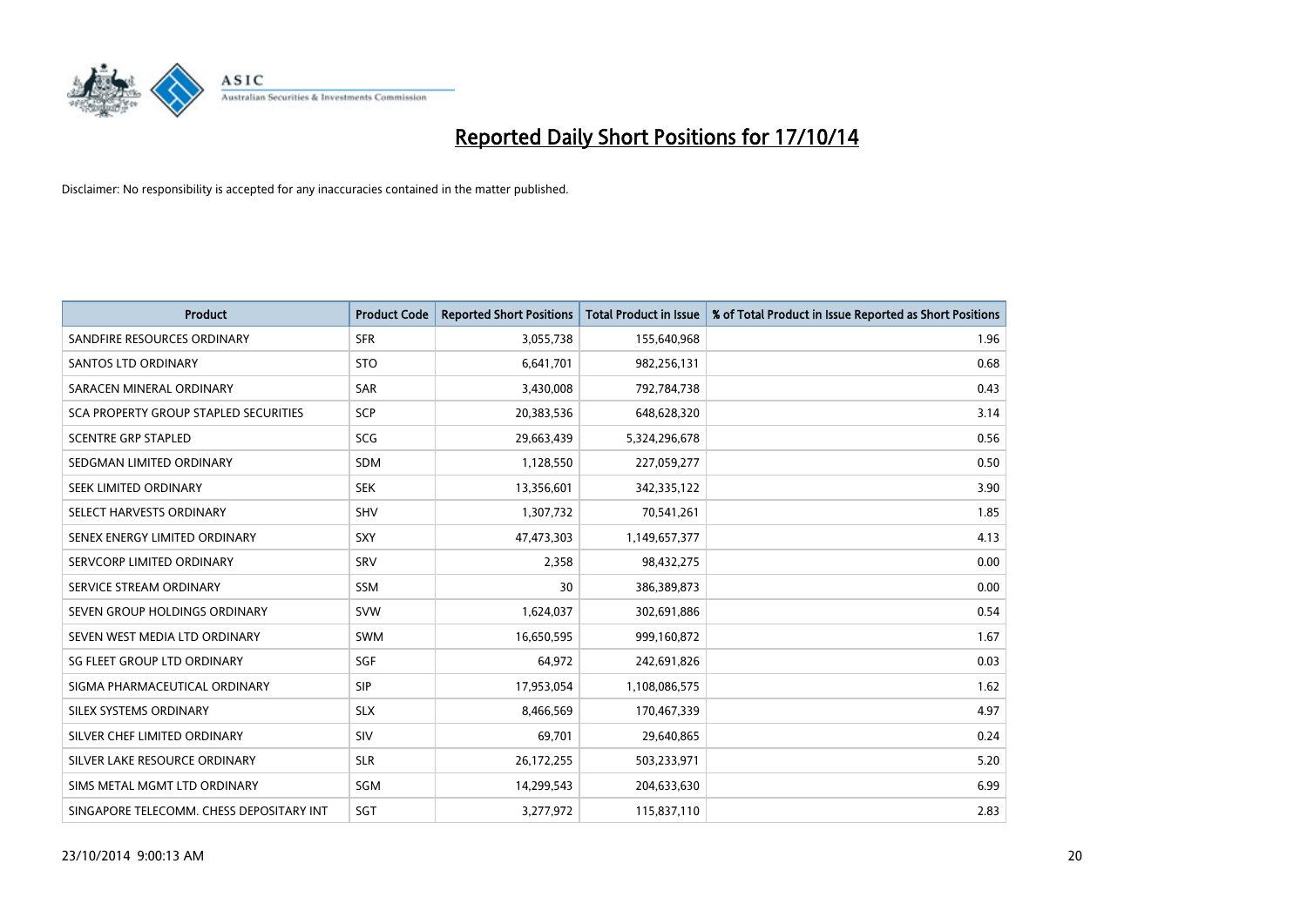# Reported Daily Short Positions for 17/10/14

Disclaimer: No responsibility is accepted for any inaccuracies contained in the matter published.

| Product | Product Code | Reported Short Positions | Total Product in Issue | % of Total Product in Issue Reported as Short Positions |
|---|---|---|---|---|
| SANDFIRE RESOURCES ORDINARY | SFR | 3,055,738 | 155,640,968 | 1.96 |
| SANTOS LTD ORDINARY | STO | 6,641,701 | 982,256,131 | 0.68 |
| SARACEN MINERAL ORDINARY | SAR | 3,430,008 | 792,784,738 | 0.43 |
| SCA PROPERTY GROUP STAPLED SECURITIES | SCP | 20,383,536 | 648,628,320 | 3.14 |
| SCENTRE GRP STAPLED | SCG | 29,663,439 | 5,324,296,678 | 0.56 |
| SEDGMAN LIMITED ORDINARY | SDM | 1,128,550 | 227,059,277 | 0.50 |
| SEEK LIMITED ORDINARY | SEK | 13,356,601 | 342,335,122 | 3.90 |
| SELECT HARVESTS ORDINARY | SHV | 1,307,732 | 70,541,261 | 1.85 |
| SENEX ENERGY LIMITED ORDINARY | SXY | 47,473,303 | 1,149,657,377 | 4.13 |
| SERVCORP LIMITED ORDINARY | SRV | 2,358 | 98,432,275 | 0.00 |
| SERVICE STREAM ORDINARY | SSM | 30 | 386,389,873 | 0.00 |
| SEVEN GROUP HOLDINGS ORDINARY | SVW | 1,624,037 | 302,691,886 | 0.54 |
| SEVEN WEST MEDIA LTD ORDINARY | SWM | 16,650,595 | 999,160,872 | 1.67 |
| SG FLEET GROUP LTD ORDINARY | SGF | 64,972 | 242,691,826 | 0.03 |
| SIGMA PHARMACEUTICAL ORDINARY | SIP | 17,953,054 | 1,108,086,575 | 1.62 |
| SILEX SYSTEMS ORDINARY | SLX | 8,466,569 | 170,467,339 | 4.97 |
| SILVER CHEF LIMITED ORDINARY | SIV | 69,701 | 29,640,865 | 0.24 |
| SILVER LAKE RESOURCE ORDINARY | SLR | 26,172,255 | 503,233,971 | 5.20 |
| SIMS METAL MGMT LTD ORDINARY | SGM | 14,299,543 | 204,633,630 | 6.99 |
| SINGAPORE TELECOMM. CHESS DEPOSITARY INT | SGT | 3,277,972 | 115,837,110 | 2.83 |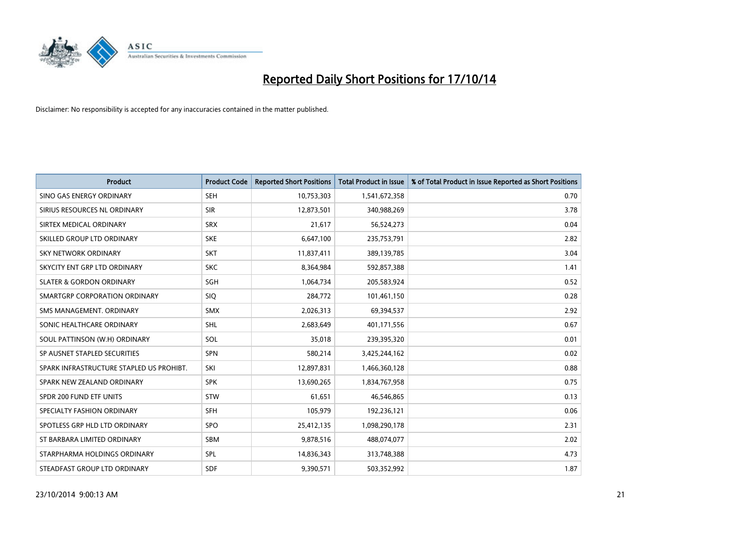# Reported Daily Short Positions for 17/10/14

Disclaimer: No responsibility is accepted for any inaccuracies contained in the matter published.

| Product | Product Code | Reported Short Positions | Total Product in Issue | % of Total Product in Issue Reported as Short Positions |
| --- | --- | --- | --- | --- |
| SINO GAS ENERGY ORDINARY | SEH | 10,753,303 | 1,541,672,358 | 0.70 |
| SIRIUS RESOURCES NL ORDINARY | SIR | 12,873,501 | 340,988,269 | 3.78 |
| SIRTEX MEDICAL ORDINARY | SRX | 21,617 | 56,524,273 | 0.04 |
| SKILLED GROUP LTD ORDINARY | SKE | 6,647,100 | 235,753,791 | 2.82 |
| SKY NETWORK ORDINARY | SKT | 11,837,411 | 389,139,785 | 3.04 |
| SKYCITY ENT GRP LTD ORDINARY | SKC | 8,364,984 | 592,857,388 | 1.41 |
| SLATER & GORDON ORDINARY | SGH | 1,064,734 | 205,583,924 | 0.52 |
| SMARTGRP CORPORATION ORDINARY | SIQ | 284,772 | 101,461,150 | 0.28 |
| SMS MANAGEMENT. ORDINARY | SMX | 2,026,313 | 69,394,537 | 2.92 |
| SONIC HEALTHCARE ORDINARY | SHL | 2,683,649 | 401,171,556 | 0.67 |
| SOUL PATTINSON (W.H) ORDINARY | SOL | 35,018 | 239,395,320 | 0.01 |
| SP AUSNET STAPLED SECURITIES | SPN | 580,214 | 3,425,244,162 | 0.02 |
| SPARK INFRASTRUCTURE STAPLED US PROHIBT. | SKI | 12,897,831 | 1,466,360,128 | 0.88 |
| SPARK NEW ZEALAND ORDINARY | SPK | 13,690,265 | 1,834,767,958 | 0.75 |
| SPDR 200 FUND ETF UNITS | STW | 61,651 | 46,546,865 | 0.13 |
| SPECIALTY FASHION ORDINARY | SFH | 105,979 | 192,236,121 | 0.06 |
| SPOTLESS GRP HLD LTD ORDINARY | SPO | 25,412,135 | 1,098,290,178 | 2.31 |
| ST BARBARA LIMITED ORDINARY | SBM | 9,878,516 | 488,074,077 | 2.02 |
| STARPHARMA HOLDINGS ORDINARY | SPL | 14,836,343 | 313,748,388 | 4.73 |
| STEADFAST GROUP LTD ORDINARY | SDF | 9,390,571 | 503,352,992 | 1.87 |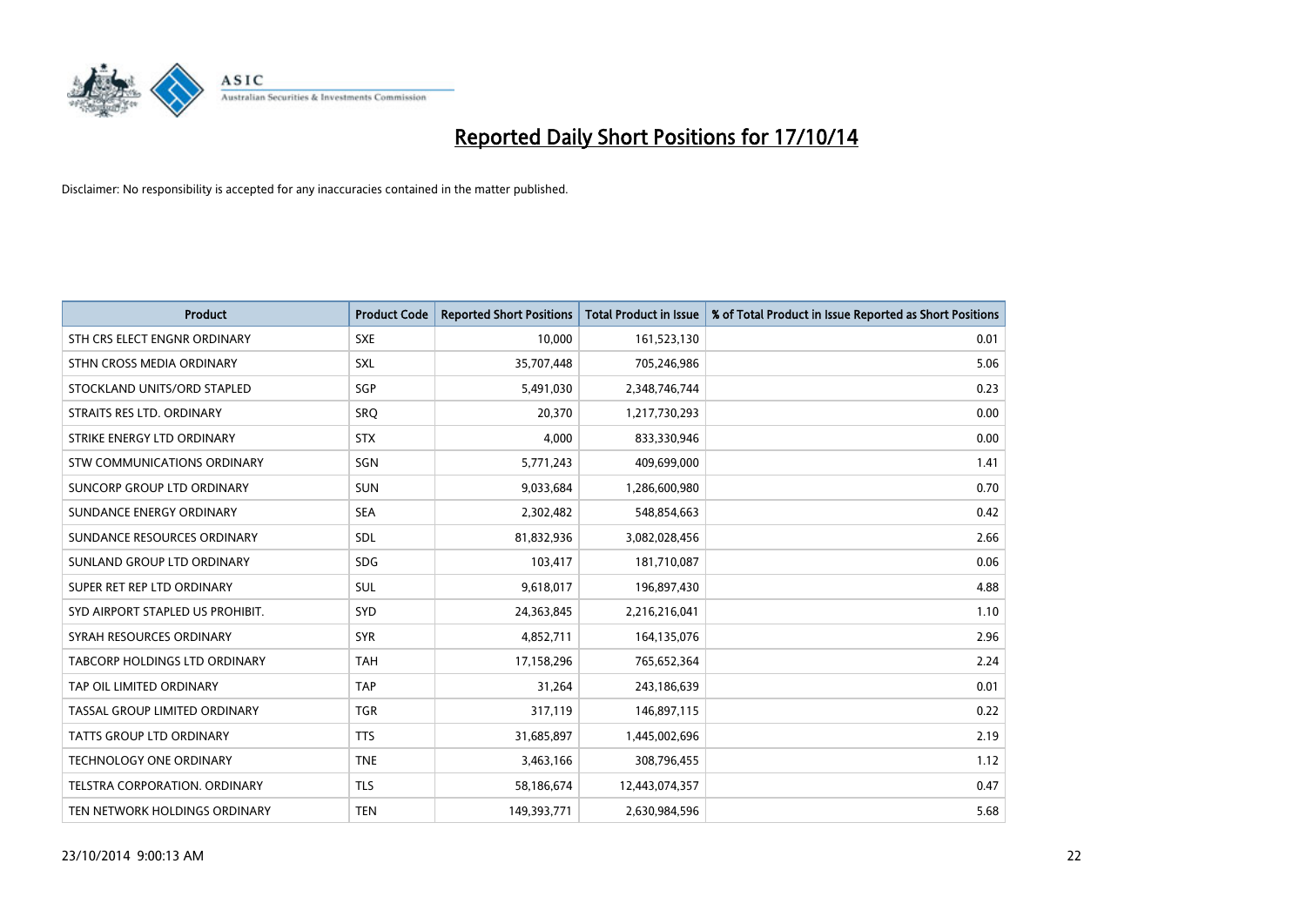# Reported Daily Short Positions for 17/10/14

Disclaimer: No responsibility is accepted for any inaccuracies contained in the matter published.

| Product | Product Code | Reported Short Positions | Total Product in Issue | % of Total Product in Issue Reported as Short Positions |
|---|---|---|---|---|
| STH CRS ELECT ENGNR ORDINARY | SXE | 10,000 | 161,523,130 | 0.01 |
| STHN CROSS MEDIA ORDINARY | SXL | 35,707,448 | 705,246,986 | 5.06 |
| STOCKLAND UNITS/ORD STAPLED | SGP | 5,491,030 | 2,348,746,744 | 0.23 |
| STRAITS RES LTD. ORDINARY | SRQ | 20,370 | 1,217,730,293 | 0.00 |
| STRIKE ENERGY LTD ORDINARY | STX | 4,000 | 833,330,946 | 0.00 |
| STW COMMUNICATIONS ORDINARY | SGN | 5,771,243 | 409,699,000 | 1.41 |
| SUNCORP GROUP LTD ORDINARY | SUN | 9,033,684 | 1,286,600,980 | 0.70 |
| SUNDANCE ENERGY ORDINARY | SEA | 2,302,482 | 548,854,663 | 0.42 |
| SUNDANCE RESOURCES ORDINARY | SDL | 81,832,936 | 3,082,028,456 | 2.66 |
| SUNLAND GROUP LTD ORDINARY | SDG | 103,417 | 181,710,087 | 0.06 |
| SUPER RET REP LTD ORDINARY | SUL | 9,618,017 | 196,897,430 | 4.88 |
| SYD AIRPORT STAPLED US PROHIBIT. | SYD | 24,363,845 | 2,216,216,041 | 1.10 |
| SYRAH RESOURCES ORDINARY | SYR | 4,852,711 | 164,135,076 | 2.96 |
| TABCORP HOLDINGS LTD ORDINARY | TAH | 17,158,296 | 765,652,364 | 2.24 |
| TAP OIL LIMITED ORDINARY | TAP | 31,264 | 243,186,639 | 0.01 |
| TASSAL GROUP LIMITED ORDINARY | TGR | 317,119 | 146,897,115 | 0.22 |
| TATTS GROUP LTD ORDINARY | TTS | 31,685,897 | 1,445,002,696 | 2.19 |
| TECHNOLOGY ONE ORDINARY | TNE | 3,463,166 | 308,796,455 | 1.12 |
| TELSTRA CORPORATION. ORDINARY | TLS | 58,186,674 | 12,443,074,357 | 0.47 |
| TEN NETWORK HOLDINGS ORDINARY | TEN | 149,393,771 | 2,630,984,596 | 5.68 |

23/10/2014 9:00:13 AM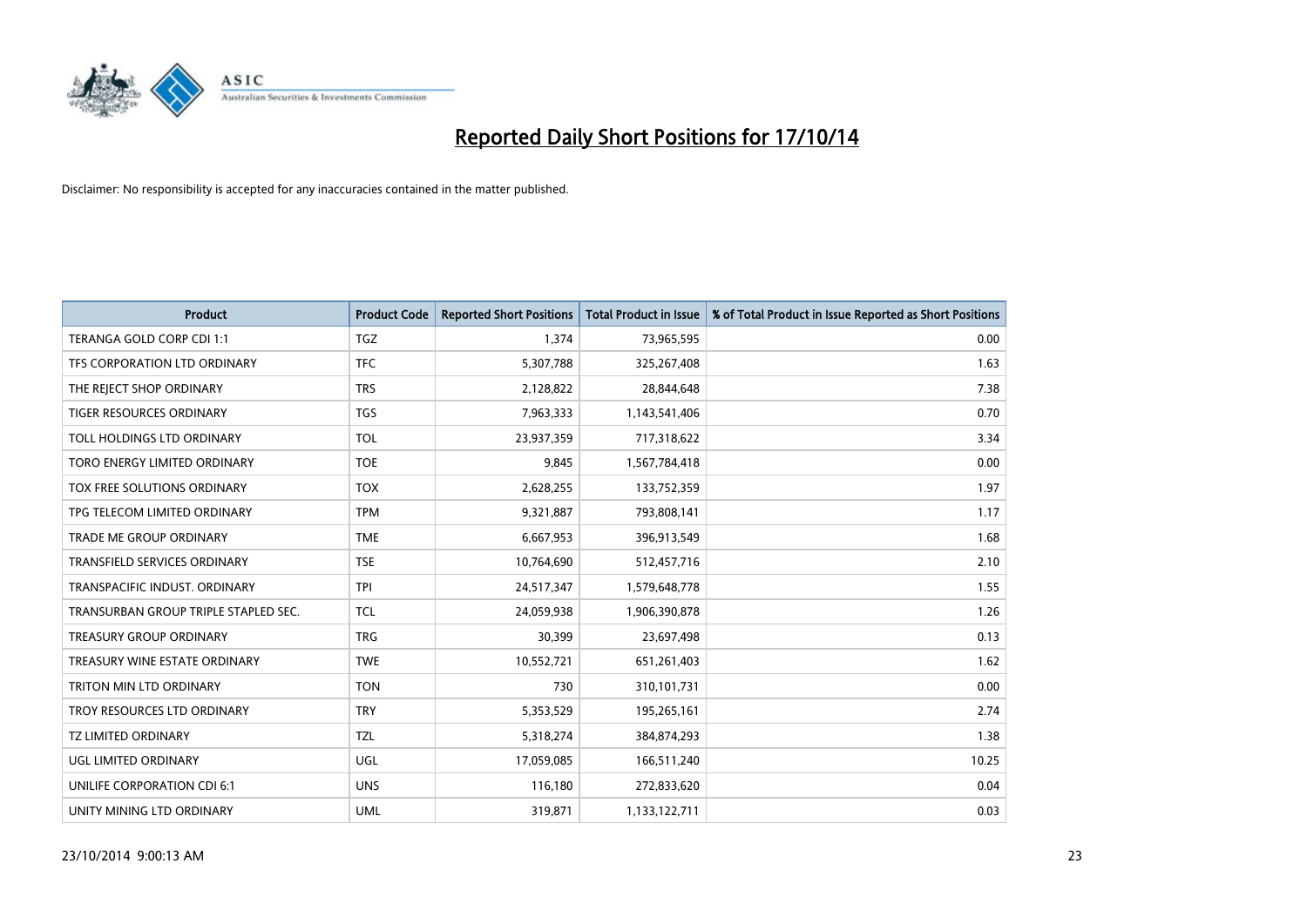# Reported Daily Short Positions for 17/10/14

Disclaimer: No responsibility is accepted for any inaccuracies contained in the matter published.

| Product | Product Code | Reported Short Positions | Total Product in Issue | % of Total Product in Issue Reported as Short Positions |
|---|---|---|---|---|
| TERANGA GOLD CORP CDI 1:1 | TGZ | 1,374 | 73,965,595 | 0.00 |
| TFS CORPORATION LTD ORDINARY | TFC | 5,307,788 | 325,267,408 | 1.63 |
| THE REJECT SHOP ORDINARY | TRS | 2,128,822 | 28,844,648 | 7.38 |
| TIGER RESOURCES ORDINARY | TGS | 7,963,333 | 1,143,541,406 | 0.70 |
| TOLL HOLDINGS LTD ORDINARY | TOL | 23,937,359 | 717,318,622 | 3.34 |
| TORO ENERGY LIMITED ORDINARY | TOE | 9,845 | 1,567,784,418 | 0.00 |
| TOX FREE SOLUTIONS ORDINARY | TOX | 2,628,255 | 133,752,359 | 1.97 |
| TPG TELECOM LIMITED ORDINARY | TPM | 9,321,887 | 793,808,141 | 1.17 |
| TRADE ME GROUP ORDINARY | TME | 6,667,953 | 396,913,549 | 1.68 |
| TRANSFIELD SERVICES ORDINARY | TSE | 10,764,690 | 512,457,716 | 2.10 |
| TRANSPACIFIC INDUST. ORDINARY | TPI | 24,517,347 | 1,579,648,778 | 1.55 |
| TRANSURBAN GROUP TRIPLE STAPLED SEC. | TCL | 24,059,938 | 1,906,390,878 | 1.26 |
| TREASURY GROUP ORDINARY | TRG | 30,399 | 23,697,498 | 0.13 |
| TREASURY WINE ESTATE ORDINARY | TWE | 10,552,721 | 651,261,403 | 1.62 |
| TRITON MIN LTD ORDINARY | TON | 730 | 310,101,731 | 0.00 |
| TROY RESOURCES LTD ORDINARY | TRY | 5,353,529 | 195,265,161 | 2.74 |
| TZ LIMITED ORDINARY | TZL | 5,318,274 | 384,874,293 | 1.38 |
| UGL LIMITED ORDINARY | UGL | 17,059,085 | 166,511,240 | 10.25 |
| UNILIFE CORPORATION CDI 6:1 | UNS | 116,180 | 272,833,620 | 0.04 |
| UNITY MINING LTD ORDINARY | UML | 319,871 | 1,133,122,711 | 0.03 |

23/10/2014 9:00:13 AM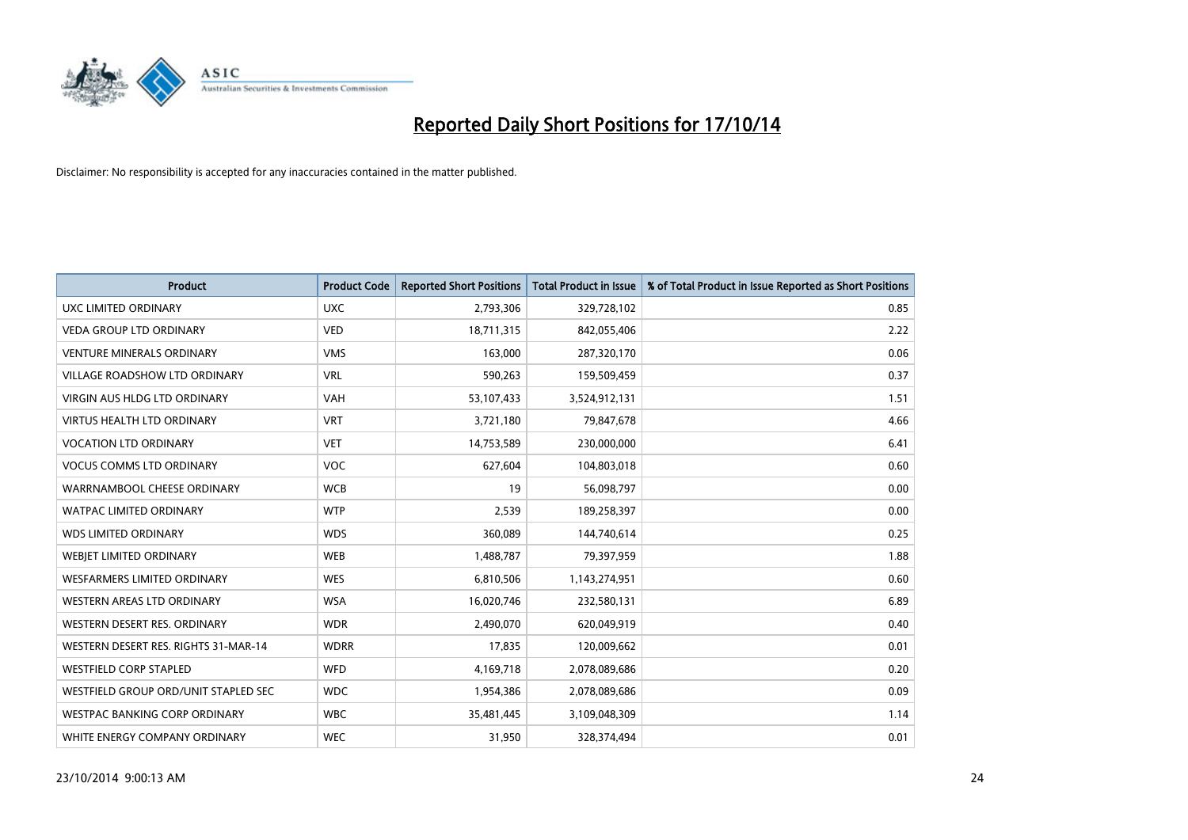# Reported Daily Short Positions for 17/10/14

Disclaimer: No responsibility is accepted for any inaccuracies contained in the matter published.

| Product | Product Code | Reported Short Positions | Total Product in Issue | % of Total Product in Issue Reported as Short Positions |
|---|---|---|---|---|
| UXC LIMITED ORDINARY | UXC | 2,793,306 | 329,728,102 | 0.85 |
| VEDA GROUP LTD ORDINARY | VED | 18,711,315 | 842,055,406 | 2.22 |
| VENTURE MINERALS ORDINARY | VMS | 163,000 | 287,320,170 | 0.06 |
| VILLAGE ROADSHOW LTD ORDINARY | VRL | 590,263 | 159,509,459 | 0.37 |
| VIRGIN AUS HLDG LTD ORDINARY | VAH | 53,107,433 | 3,524,912,131 | 1.51 |
| VIRTUS HEALTH LTD ORDINARY | VRT | 3,721,180 | 79,847,678 | 4.66 |
| VOCATION LTD ORDINARY | VET | 14,753,589 | 230,000,000 | 6.41 |
| VOCUS COMMS LTD ORDINARY | VOC | 627,604 | 104,803,018 | 0.60 |
| WARRNAMBOOL CHEESE ORDINARY | WCB | 19 | 56,098,797 | 0.00 |
| WATPAC LIMITED ORDINARY | WTP | 2,539 | 189,258,397 | 0.00 |
| WDS LIMITED ORDINARY | WDS | 360,089 | 144,740,614 | 0.25 |
| WEBJET LIMITED ORDINARY | WEB | 1,488,787 | 79,397,959 | 1.88 |
| WESFARMERS LIMITED ORDINARY | WES | 6,810,506 | 1,143,274,951 | 0.60 |
| WESTERN AREAS LTD ORDINARY | WSA | 16,020,746 | 232,580,131 | 6.89 |
| WESTERN DESERT RES. ORDINARY | WDR | 2,490,070 | 620,049,919 | 0.40 |
| WESTERN DESERT RES. RIGHTS 31-MAR-14 | WDRR | 17,835 | 120,009,662 | 0.01 |
| WESTFIELD CORP STAPLED | WFD | 4,169,718 | 2,078,089,686 | 0.20 |
| WESTFIELD GROUP ORD/UNIT STAPLED SEC | WDC | 1,954,386 | 2,078,089,686 | 0.09 |
| WESTPAC BANKING CORP ORDINARY | WBC | 35,481,445 | 3,109,048,309 | 1.14 |
| WHITE ENERGY COMPANY ORDINARY | WEC | 31,950 | 328,374,494 | 0.01 |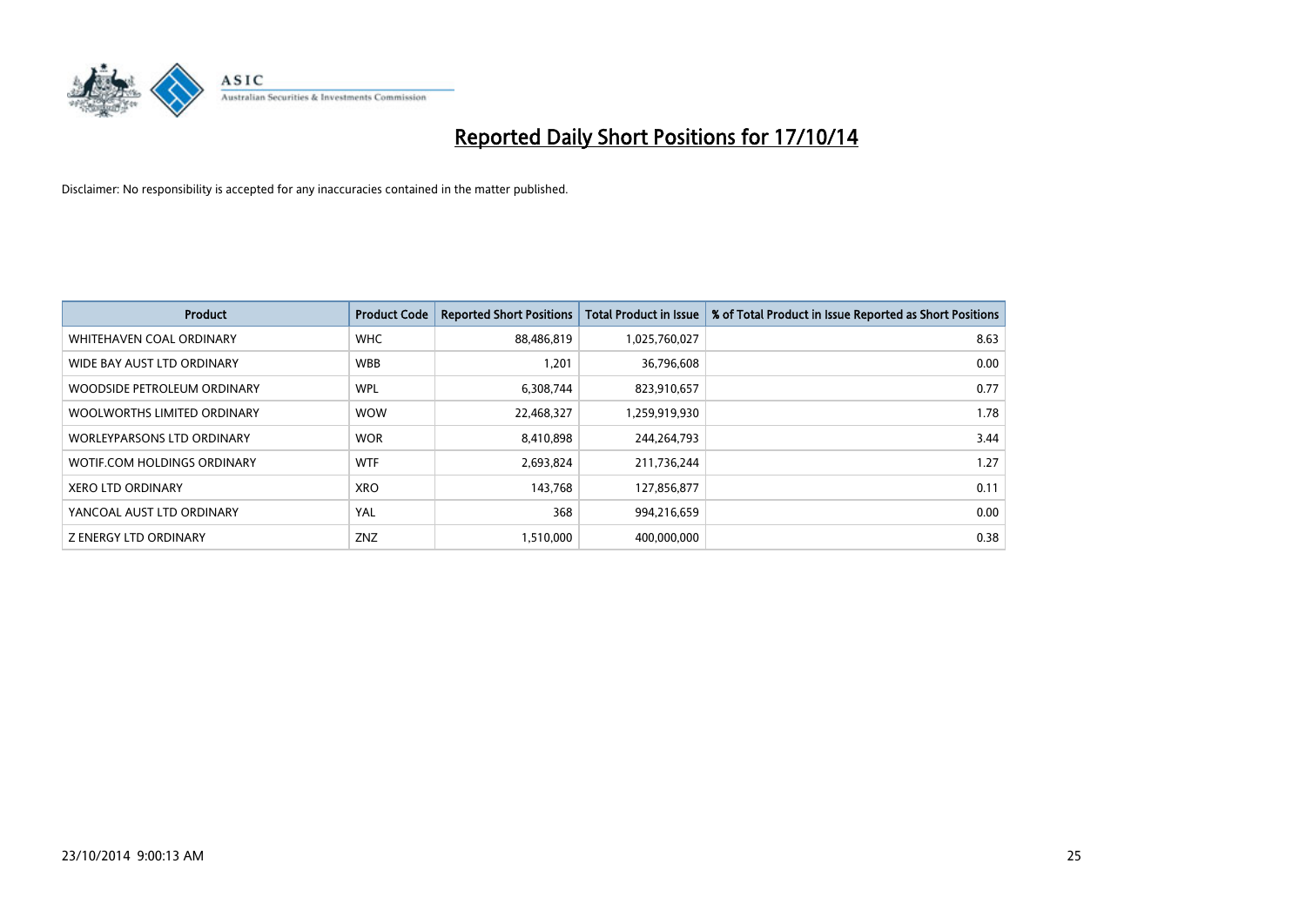# Reported Daily Short Positions for 17/10/14

Disclaimer: No responsibility is accepted for any inaccuracies contained in the matter published.

| Product | Product Code | Reported Short Positions | Total Product in Issue | % of Total Product in Issue Reported as Short Positions |
|---|---|---|---|---|
| WHITEHAVEN COAL ORDINARY | WHC | 88,486,819 | 1,025,760,027 | 8.63 |
| WIDE BAY AUST LTD ORDINARY | WBB | 1,201 | 36,796,608 | 0.00 |
| WOODSIDE PETROLEUM ORDINARY | WPL | 6,308,744 | 823,910,657 | 0.77 |
| WOOLWORTHS LIMITED ORDINARY | WOW | 22,468,327 | 1,259,919,930 | 1.78 |
| WORLEYPARSONS LTD ORDINARY | WOR | 8,410,898 | 244,264,793 | 3.44 |
| WOTIF.COM HOLDINGS ORDINARY | WTF | 2,693,824 | 211,736,244 | 1.27 |
| XERO LTD ORDINARY | XRO | 143,768 | 127,856,877 | 0.11 |
| YANCOAL AUST LTD ORDINARY | YAL | 368 | 994,216,659 | 0.00 |
| Z ENERGY LTD ORDINARY | ZNZ | 1,510,000 | 400,000,000 | 0.38 |

23/10/2014 9:00:13 AM